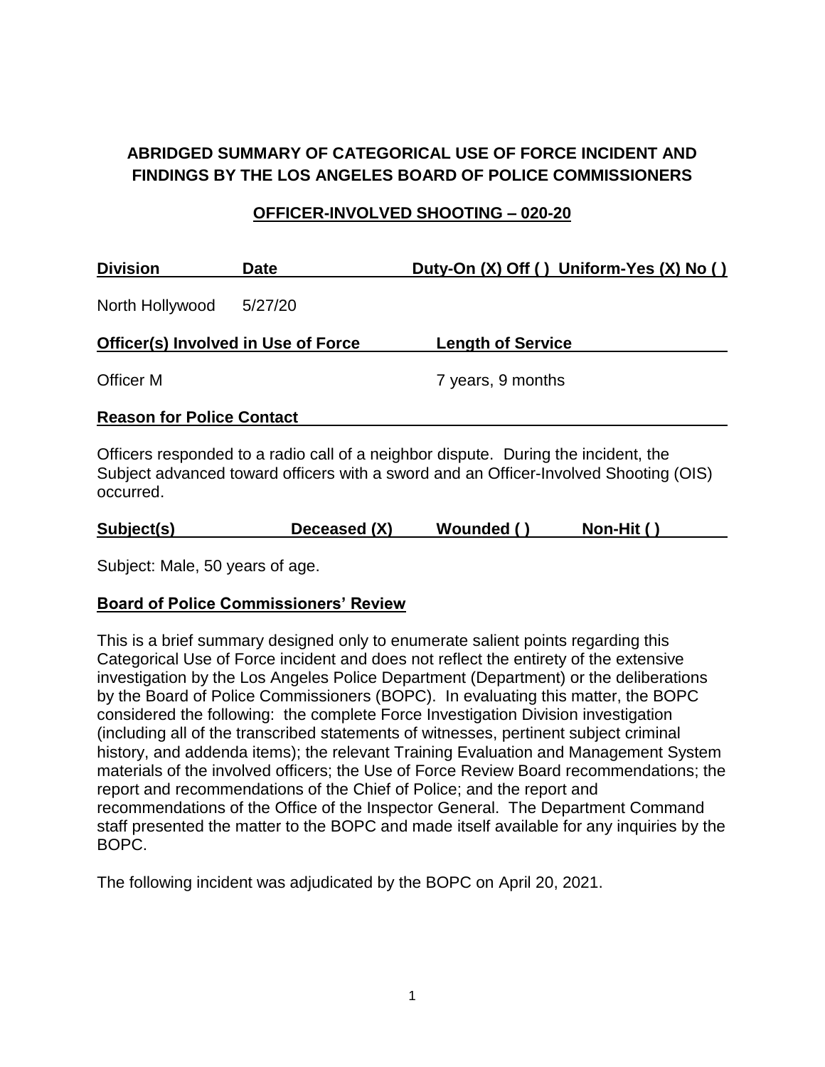# ABRIDGED SUMMARY OF CATEGORICAL USE OF FORCE INCIDENT AND FINDINGS BY THE LOS ANGELES BOARD OF POLICE COMMISSIONERS

## OFFICER-INVOLVED SHOOTING – 020-20

| Division | Date | Duty-On (X) Off ( ) Uniform-Yes (X) No ( ) |
|---|---|---|
| North Hollywood | 5/27/20 | |

| Officer(s) Involved in Use of Force | Length of Service |
|---|---|
| Officer M | 7 years, 9 months |

**Reason for Police Contact**

Officers responded to a radio call of a neighbor dispute. During the incident, the Subject advanced toward officers with a sword and an Officer-Involved Shooting (OIS) occurred.

| Subject(s) | Deceased (X) | Wounded ( ) | Non-Hit ( ) |
|---|---|---|---|

Subject: Male, 50 years of age.

**Board of Police Commissioners' Review**

This is a brief summary designed only to enumerate salient points regarding this Categorical Use of Force incident and does not reflect the entirety of the extensive investigation by the Los Angeles Police Department (Department) or the deliberations by the Board of Police Commissioners (BOPC). In evaluating this matter, the BOPC considered the following: the complete Force Investigation Division investigation (including all of the transcribed statements of witnesses, pertinent subject criminal history, and addenda items); the relevant Training Evaluation and Management System materials of the involved officers; the Use of Force Review Board recommendations; the report and recommendations of the Chief of Police; and the report and recommendations of the Office of the Inspector General. The Department Command staff presented the matter to the BOPC and made itself available for any inquiries by the BOPC.

The following incident was adjudicated by the BOPC on April 20, 2021.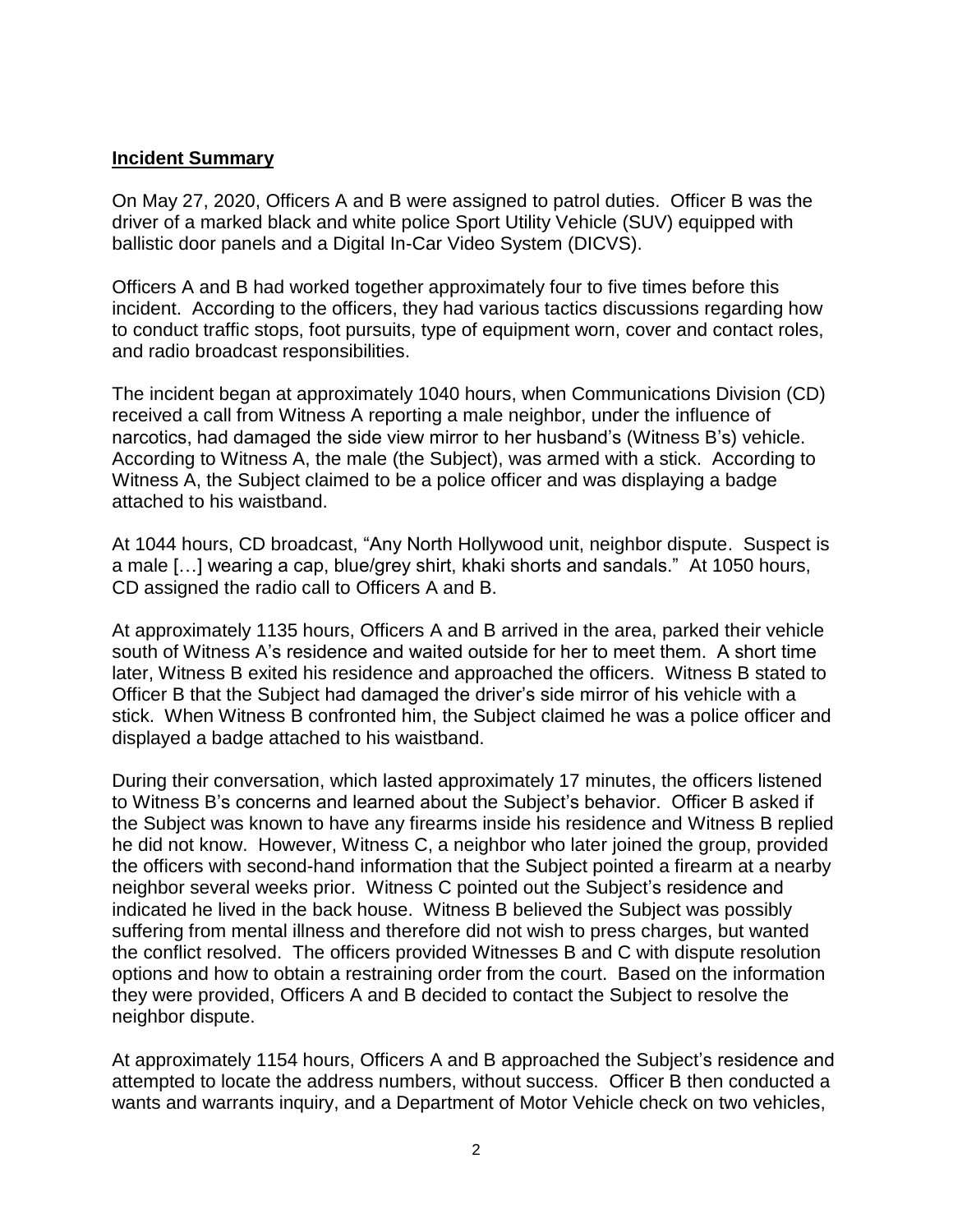## **Incident Summary**

On May 27, 2020, Officers A and B were assigned to patrol duties. Officer B was the driver of a marked black and white police Sport Utility Vehicle (SUV) equipped with ballistic door panels and a Digital In-Car Video System (DICVS).

Officers A and B had worked together approximately four to five times before this incident. According to the officers, they had various tactics discussions regarding how to conduct traffic stops, foot pursuits, type of equipment worn, cover and contact roles, and radio broadcast responsibilities.

The incident began at approximately 1040 hours, when Communications Division (CD) received a call from Witness A reporting a male neighbor, under the influence of narcotics, had damaged the side view mirror to her husband's (Witness B's) vehicle. According to Witness A, the male (the Subject), was armed with a stick. According to Witness A, the Subject claimed to be a police officer and was displaying a badge attached to his waistband.

At 1044 hours, CD broadcast, "Any North Hollywood unit, neighbor dispute. Suspect is a male […] wearing a cap, blue/grey shirt, khaki shorts and sandals." At 1050 hours, CD assigned the radio call to Officers A and B.

At approximately 1135 hours, Officers A and B arrived in the area, parked their vehicle south of Witness A's residence and waited outside for her to meet them. A short time later, Witness B exited his residence and approached the officers. Witness B stated to Officer B that the Subject had damaged the driver's side mirror of his vehicle with a stick. When Witness B confronted him, the Subject claimed he was a police officer and displayed a badge attached to his waistband.

During their conversation, which lasted approximately 17 minutes, the officers listened to Witness B's concerns and learned about the Subject's behavior. Officer B asked if the Subject was known to have any firearms inside his residence and Witness B replied he did not know. However, Witness C, a neighbor who later joined the group, provided the officers with second-hand information that the Subject pointed a firearm at a nearby neighbor several weeks prior. Witness C pointed out the Subject's residence and indicated he lived in the back house. Witness B believed the Subject was possibly suffering from mental illness and therefore did not wish to press charges, but wanted the conflict resolved. The officers provided Witnesses B and C with dispute resolution options and how to obtain a restraining order from the court. Based on the information they were provided, Officers A and B decided to contact the Subject to resolve the neighbor dispute.

At approximately 1154 hours, Officers A and B approached the Subject's residence and attempted to locate the address numbers, without success. Officer B then conducted a wants and warrants inquiry, and a Department of Motor Vehicle check on two vehicles,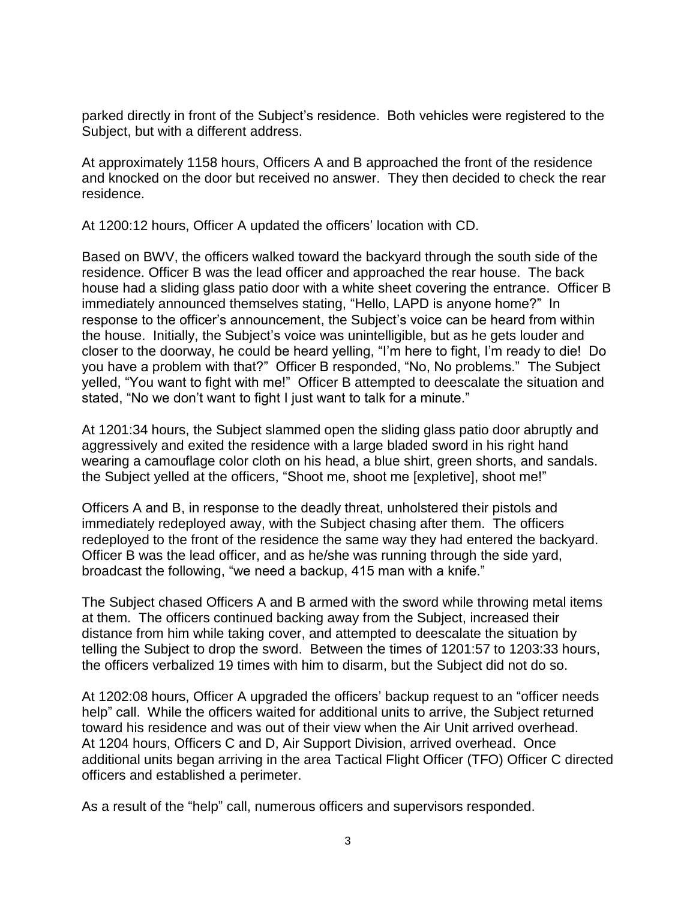parked directly in front of the Subject's residence. Both vehicles were registered to the Subject, but with a different address.

At approximately 1158 hours, Officers A and B approached the front of the residence and knocked on the door but received no answer. They then decided to check the rear residence.

At 1200:12 hours, Officer A updated the officers' location with CD.

Based on BWV, the officers walked toward the backyard through the south side of the residence. Officer B was the lead officer and approached the rear house. The back house had a sliding glass patio door with a white sheet covering the entrance. Officer B immediately announced themselves stating, "Hello, LAPD is anyone home?" In response to the officer's announcement, the Subject's voice can be heard from within the house. Initially, the Subject's voice was unintelligible, but as he gets louder and closer to the doorway, he could be heard yelling, "I'm here to fight, I'm ready to die! Do you have a problem with that?" Officer B responded, "No, No problems." The Subject yelled, "You want to fight with me!" Officer B attempted to deescalate the situation and stated, "No we don't want to fight I just want to talk for a minute."

At 1201:34 hours, the Subject slammed open the sliding glass patio door abruptly and aggressively and exited the residence with a large bladed sword in his right hand wearing a camouflage color cloth on his head, a blue shirt, green shorts, and sandals. the Subject yelled at the officers, "Shoot me, shoot me [expletive], shoot me!"

Officers A and B, in response to the deadly threat, unholstered their pistols and immediately redeployed away, with the Subject chasing after them. The officers redeployed to the front of the residence the same way they had entered the backyard. Officer B was the lead officer, and as he/she was running through the side yard, broadcast the following, "we need a backup, 415 man with a knife."

The Subject chased Officers A and B armed with the sword while throwing metal items at them. The officers continued backing away from the Subject, increased their distance from him while taking cover, and attempted to deescalate the situation by telling the Subject to drop the sword. Between the times of 1201:57 to 1203:33 hours, the officers verbalized 19 times with him to disarm, but the Subject did not do so.

At 1202:08 hours, Officer A upgraded the officers' backup request to an "officer needs help" call. While the officers waited for additional units to arrive, the Subject returned toward his residence and was out of their view when the Air Unit arrived overhead. At 1204 hours, Officers C and D, Air Support Division, arrived overhead. Once additional units began arriving in the area Tactical Flight Officer (TFO) Officer C directed officers and established a perimeter.

As a result of the "help" call, numerous officers and supervisors responded.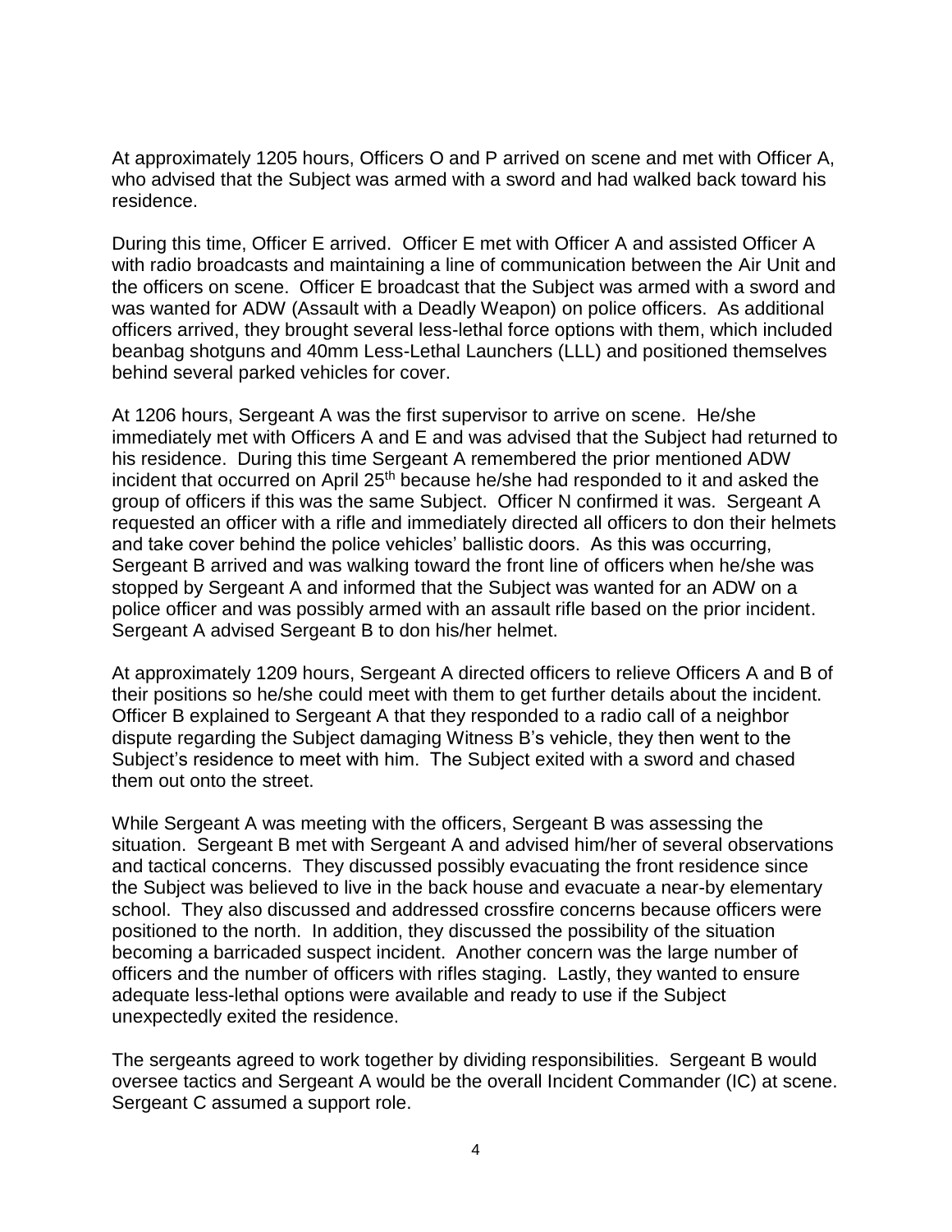At approximately 1205 hours, Officers O and P arrived on scene and met with Officer A, who advised that the Subject was armed with a sword and had walked back toward his residence.

During this time, Officer E arrived. Officer E met with Officer A and assisted Officer A with radio broadcasts and maintaining a line of communication between the Air Unit and the officers on scene. Officer E broadcast that the Subject was armed with a sword and was wanted for ADW (Assault with a Deadly Weapon) on police officers. As additional officers arrived, they brought several less-lethal force options with them, which included beanbag shotguns and 40mm Less-Lethal Launchers (LLL) and positioned themselves behind several parked vehicles for cover.

At 1206 hours, Sergeant A was the first supervisor to arrive on scene. He/she immediately met with Officers A and E and was advised that the Subject had returned to his residence. During this time Sergeant A remembered the prior mentioned ADW incident that occurred on April 25th because he/she had responded to it and asked the group of officers if this was the same Subject. Officer N confirmed it was. Sergeant A requested an officer with a rifle and immediately directed all officers to don their helmets and take cover behind the police vehicles' ballistic doors. As this was occurring, Sergeant B arrived and was walking toward the front line of officers when he/she was stopped by Sergeant A and informed that the Subject was wanted for an ADW on a police officer and was possibly armed with an assault rifle based on the prior incident. Sergeant A advised Sergeant B to don his/her helmet.

At approximately 1209 hours, Sergeant A directed officers to relieve Officers A and B of their positions so he/she could meet with them to get further details about the incident. Officer B explained to Sergeant A that they responded to a radio call of a neighbor dispute regarding the Subject damaging Witness B's vehicle, they then went to the Subject's residence to meet with him. The Subject exited with a sword and chased them out onto the street.

While Sergeant A was meeting with the officers, Sergeant B was assessing the situation. Sergeant B met with Sergeant A and advised him/her of several observations and tactical concerns. They discussed possibly evacuating the front residence since the Subject was believed to live in the back house and evacuate a near-by elementary school. They also discussed and addressed crossfire concerns because officers were positioned to the north. In addition, they discussed the possibility of the situation becoming a barricaded suspect incident. Another concern was the large number of officers and the number of officers with rifles staging. Lastly, they wanted to ensure adequate less-lethal options were available and ready to use if the Subject unexpectedly exited the residence.

The sergeants agreed to work together by dividing responsibilities. Sergeant B would oversee tactics and Sergeant A would be the overall Incident Commander (IC) at scene. Sergeant C assumed a support role.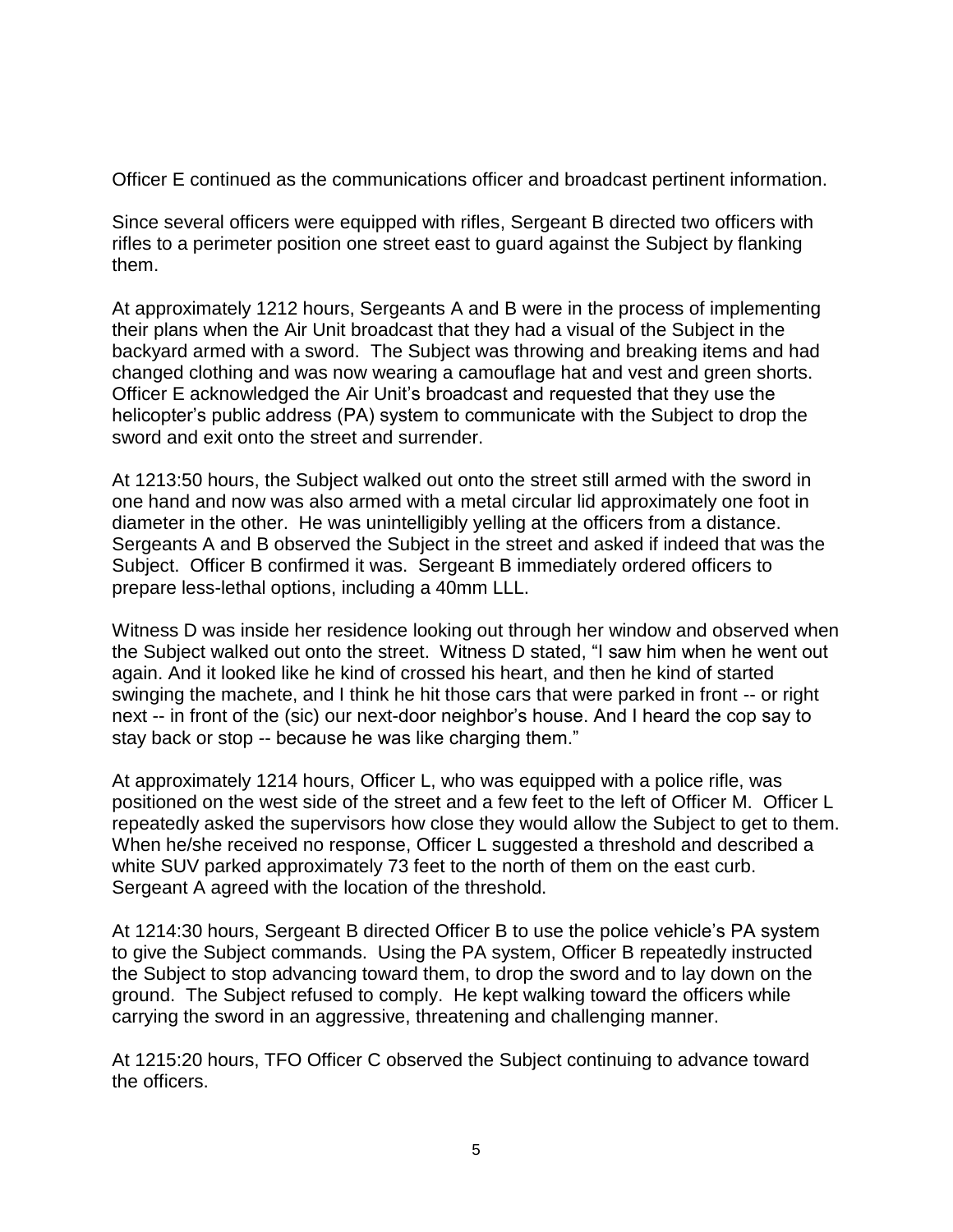Officer E continued as the communications officer and broadcast pertinent information.

Since several officers were equipped with rifles, Sergeant B directed two officers with rifles to a perimeter position one street east to guard against the Subject by flanking them.

At approximately 1212 hours, Sergeants A and B were in the process of implementing their plans when the Air Unit broadcast that they had a visual of the Subject in the backyard armed with a sword. The Subject was throwing and breaking items and had changed clothing and was now wearing a camouflage hat and vest and green shorts. Officer E acknowledged the Air Unit's broadcast and requested that they use the helicopter's public address (PA) system to communicate with the Subject to drop the sword and exit onto the street and surrender.

At 1213:50 hours, the Subject walked out onto the street still armed with the sword in one hand and now was also armed with a metal circular lid approximately one foot in diameter in the other. He was unintelligibly yelling at the officers from a distance. Sergeants A and B observed the Subject in the street and asked if indeed that was the Subject. Officer B confirmed it was. Sergeant B immediately ordered officers to prepare less-lethal options, including a 40mm LLL.

Witness D was inside her residence looking out through her window and observed when the Subject walked out onto the street. Witness D stated, "I saw him when he went out again. And it looked like he kind of crossed his heart, and then he kind of started swinging the machete, and I think he hit those cars that were parked in front -- or right next -- in front of the (sic) our next-door neighbor's house. And I heard the cop say to stay back or stop -- because he was like charging them."

At approximately 1214 hours, Officer L, who was equipped with a police rifle, was positioned on the west side of the street and a few feet to the left of Officer M. Officer L repeatedly asked the supervisors how close they would allow the Subject to get to them. When he/she received no response, Officer L suggested a threshold and described a white SUV parked approximately 73 feet to the north of them on the east curb. Sergeant A agreed with the location of the threshold.

At 1214:30 hours, Sergeant B directed Officer B to use the police vehicle's PA system to give the Subject commands. Using the PA system, Officer B repeatedly instructed the Subject to stop advancing toward them, to drop the sword and to lay down on the ground. The Subject refused to comply. He kept walking toward the officers while carrying the sword in an aggressive, threatening and challenging manner.

At 1215:20 hours, TFO Officer C observed the Subject continuing to advance toward the officers.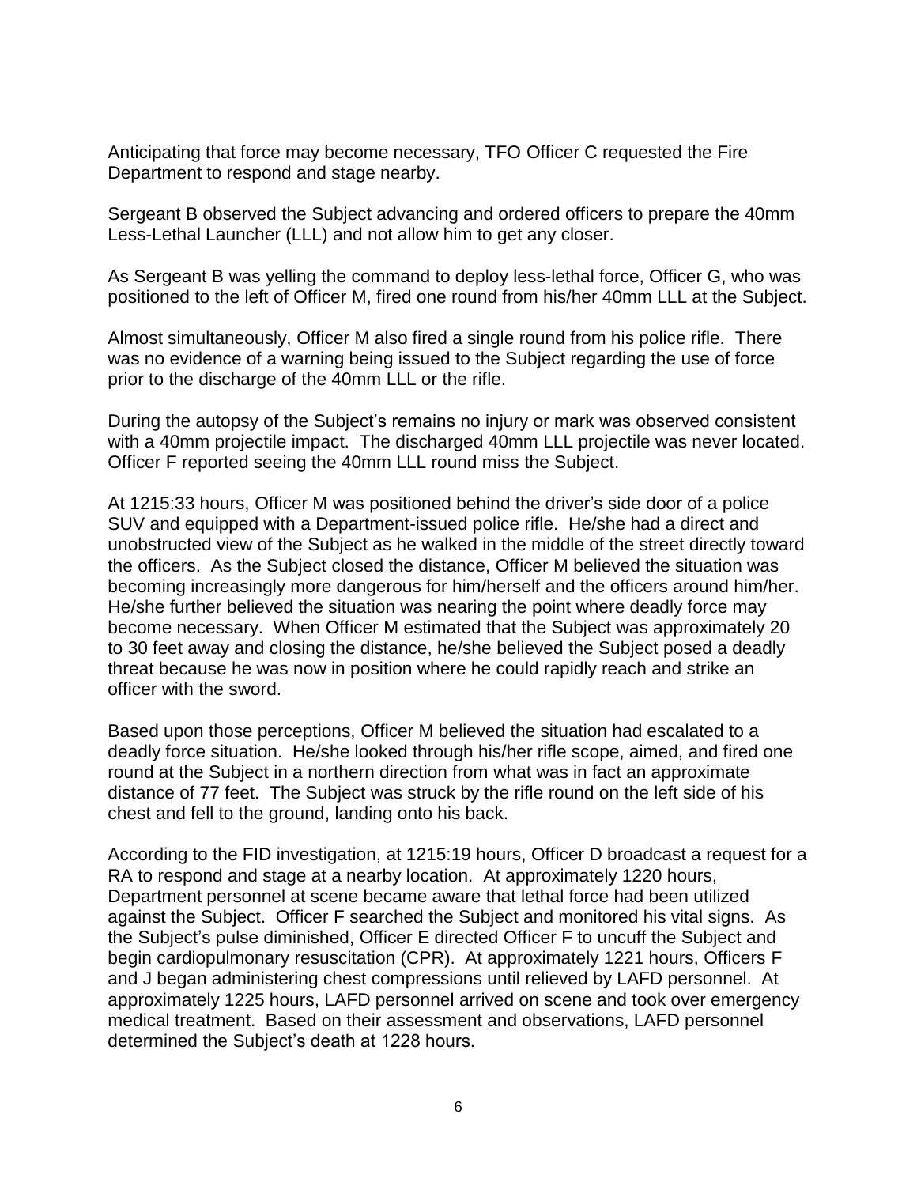Anticipating that force may become necessary, TFO Officer C requested the Fire Department to respond and stage nearby.

Sergeant B observed the Subject advancing and ordered officers to prepare the 40mm Less-Lethal Launcher (LLL) and not allow him to get any closer.

As Sergeant B was yelling the command to deploy less-lethal force, Officer G, who was positioned to the left of Officer M, fired one round from his/her 40mm LLL at the Subject.

Almost simultaneously, Officer M also fired a single round from his police rifle. There was no evidence of a warning being issued to the Subject regarding the use of force prior to the discharge of the 40mm LLL or the rifle.

During the autopsy of the Subject's remains no injury or mark was observed consistent with a 40mm projectile impact. The discharged 40mm LLL projectile was never located. Officer F reported seeing the 40mm LLL round miss the Subject.

At 1215:33 hours, Officer M was positioned behind the driver's side door of a police SUV and equipped with a Department-issued police rifle. He/she had a direct and unobstructed view of the Subject as he walked in the middle of the street directly toward the officers. As the Subject closed the distance, Officer M believed the situation was becoming increasingly more dangerous for him/herself and the officers around him/her. He/she further believed the situation was nearing the point where deadly force may become necessary. When Officer M estimated that the Subject was approximately 20 to 30 feet away and closing the distance, he/she believed the Subject posed a deadly threat because he was now in position where he could rapidly reach and strike an officer with the sword.

Based upon those perceptions, Officer M believed the situation had escalated to a deadly force situation. He/she looked through his/her rifle scope, aimed, and fired one round at the Subject in a northern direction from what was in fact an approximate distance of 77 feet. The Subject was struck by the rifle round on the left side of his chest and fell to the ground, landing onto his back.

According to the FID investigation, at 1215:19 hours, Officer D broadcast a request for a RA to respond and stage at a nearby location. At approximately 1220 hours, Department personnel at scene became aware that lethal force had been utilized against the Subject. Officer F searched the Subject and monitored his vital signs. As the Subject's pulse diminished, Officer E directed Officer F to uncuff the Subject and begin cardiopulmonary resuscitation (CPR). At approximately 1221 hours, Officers F and J began administering chest compressions until relieved by LAFD personnel. At approximately 1225 hours, LAFD personnel arrived on scene and took over emergency medical treatment. Based on their assessment and observations, LAFD personnel determined the Subject's death at 1228 hours.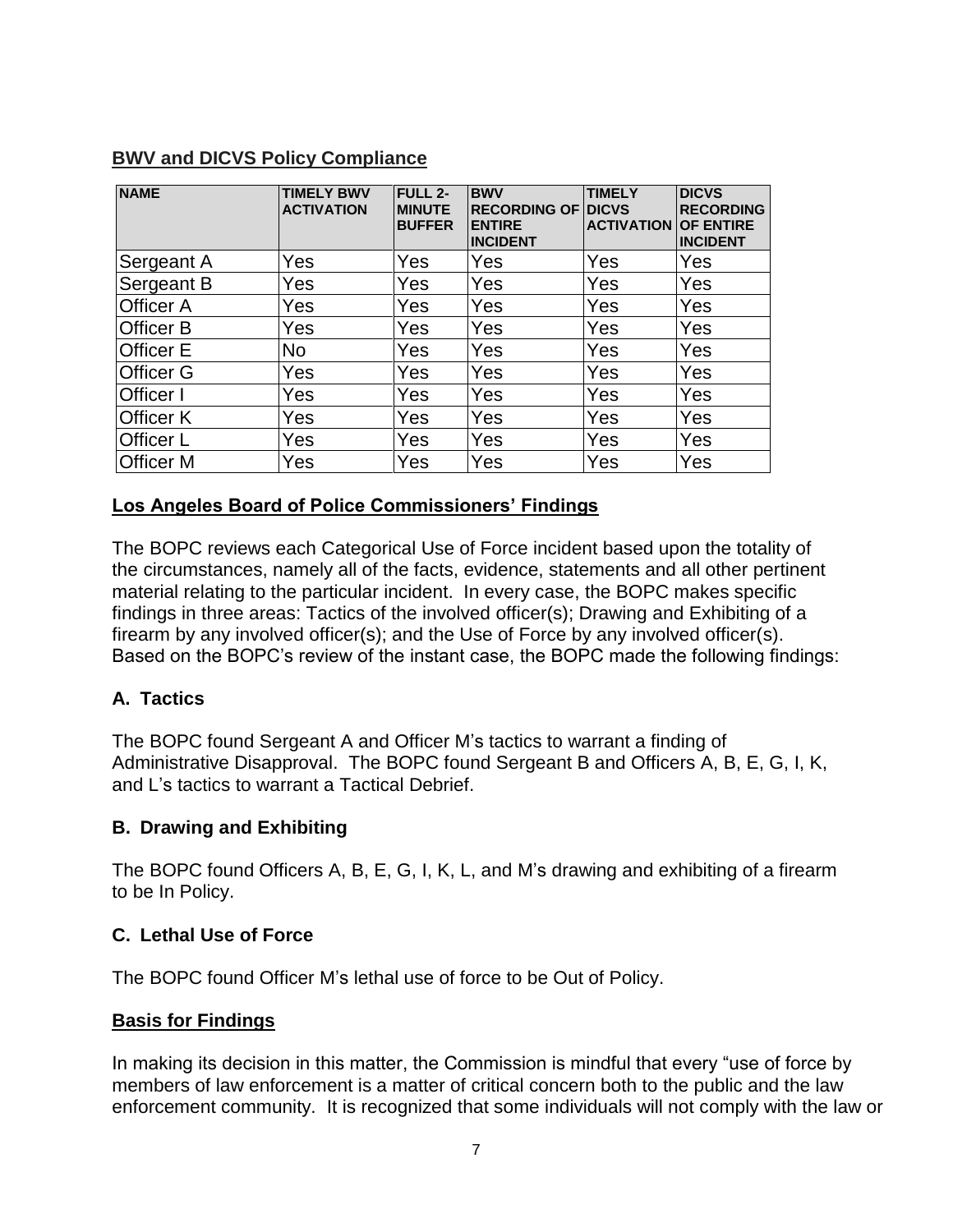## BWV and DICVS Policy Compliance

| NAME | TIMELY BWV ACTIVATION | FULL 2-MINUTE BUFFER | BWV RECORDING OF ENTIRE INCIDENT | TIMELY DICVS ACTIVATION | DICVS RECORDING OF ENTIRE INCIDENT |
|---|---|---|---|---|---|
| Sergeant A | Yes | Yes | Yes | Yes | Yes |
| Sergeant B | Yes | Yes | Yes | Yes | Yes |
| Officer A | Yes | Yes | Yes | Yes | Yes |
| Officer B | Yes | Yes | Yes | Yes | Yes |
| Officer E | No | Yes | Yes | Yes | Yes |
| Officer G | Yes | Yes | Yes | Yes | Yes |
| Officer I | Yes | Yes | Yes | Yes | Yes |
| Officer K | Yes | Yes | Yes | Yes | Yes |
| Officer L | Yes | Yes | Yes | Yes | Yes |
| Officer M | Yes | Yes | Yes | Yes | Yes |

## Los Angeles Board of Police Commissioners' Findings

The BOPC reviews each Categorical Use of Force incident based upon the totality of the circumstances, namely all of the facts, evidence, statements and all other pertinent material relating to the particular incident. In every case, the BOPC makes specific findings in three areas: Tactics of the involved officer(s); Drawing and Exhibiting of a firearm by any involved officer(s); and the Use of Force by any involved officer(s). Based on the BOPC's review of the instant case, the BOPC made the following findings:

### A. Tactics

The BOPC found Sergeant A and Officer M's tactics to warrant a finding of Administrative Disapproval. The BOPC found Sergeant B and Officers A, B, E, G, I, K, and L's tactics to warrant a Tactical Debrief.

### B. Drawing and Exhibiting

The BOPC found Officers A, B, E, G, I, K, L, and M's drawing and exhibiting of a firearm to be In Policy.

### C. Lethal Use of Force

The BOPC found Officer M's lethal use of force to be Out of Policy.

## Basis for Findings

In making its decision in this matter, the Commission is mindful that every "use of force by members of law enforcement is a matter of critical concern both to the public and the law enforcement community. It is recognized that some individuals will not comply with the law or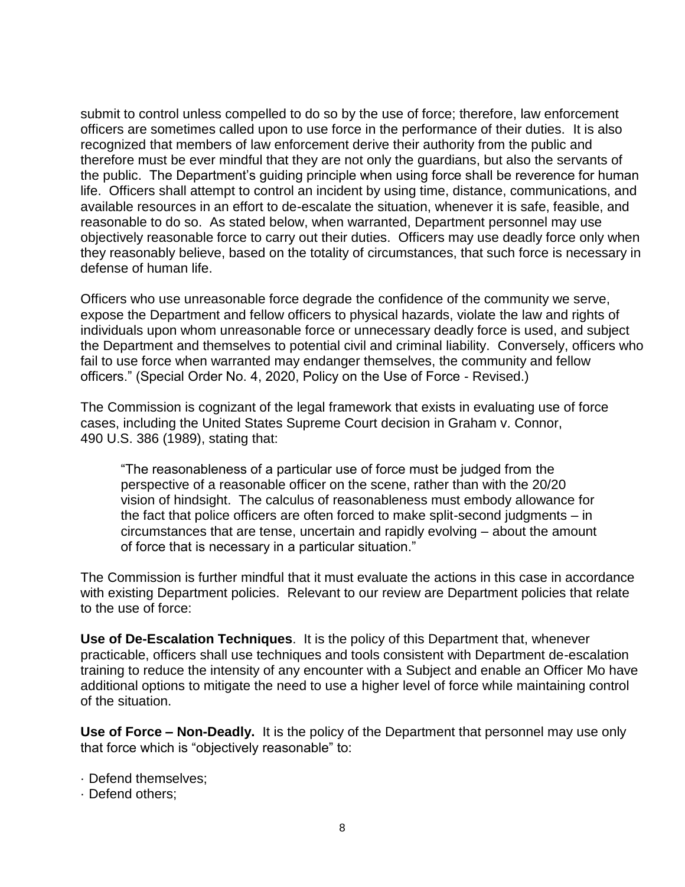submit to control unless compelled to do so by the use of force; therefore, law enforcement officers are sometimes called upon to use force in the performance of their duties. It is also recognized that members of law enforcement derive their authority from the public and therefore must be ever mindful that they are not only the guardians, but also the servants of the public. The Department's guiding principle when using force shall be reverence for human life. Officers shall attempt to control an incident by using time, distance, communications, and available resources in an effort to de-escalate the situation, whenever it is safe, feasible, and reasonable to do so. As stated below, when warranted, Department personnel may use objectively reasonable force to carry out their duties. Officers may use deadly force only when they reasonably believe, based on the totality of circumstances, that such force is necessary in defense of human life.

Officers who use unreasonable force degrade the confidence of the community we serve, expose the Department and fellow officers to physical hazards, violate the law and rights of individuals upon whom unreasonable force or unnecessary deadly force is used, and subject the Department and themselves to potential civil and criminal liability. Conversely, officers who fail to use force when warranted may endanger themselves, the community and fellow officers." (Special Order No. 4, 2020, Policy on the Use of Force - Revised.)

The Commission is cognizant of the legal framework that exists in evaluating use of force cases, including the United States Supreme Court decision in Graham v. Connor, 490 U.S. 386 (1989), stating that:

> "The reasonableness of a particular use of force must be judged from the perspective of a reasonable officer on the scene, rather than with the 20/20 vision of hindsight. The calculus of reasonableness must embody allowance for the fact that police officers are often forced to make split-second judgments – in circumstances that are tense, uncertain and rapidly evolving – about the amount of force that is necessary in a particular situation."

The Commission is further mindful that it must evaluate the actions in this case in accordance with existing Department policies. Relevant to our review are Department policies that relate to the use of force:

**Use of De-Escalation Techniques**. It is the policy of this Department that, whenever practicable, officers shall use techniques and tools consistent with Department de-escalation training to reduce the intensity of any encounter with a Subject and enable an Officer Mo have additional options to mitigate the need to use a higher level of force while maintaining control of the situation.

**Use of Force – Non-Deadly.** It is the policy of the Department that personnel may use only that force which is "objectively reasonable" to:

· Defend themselves;
· Defend others;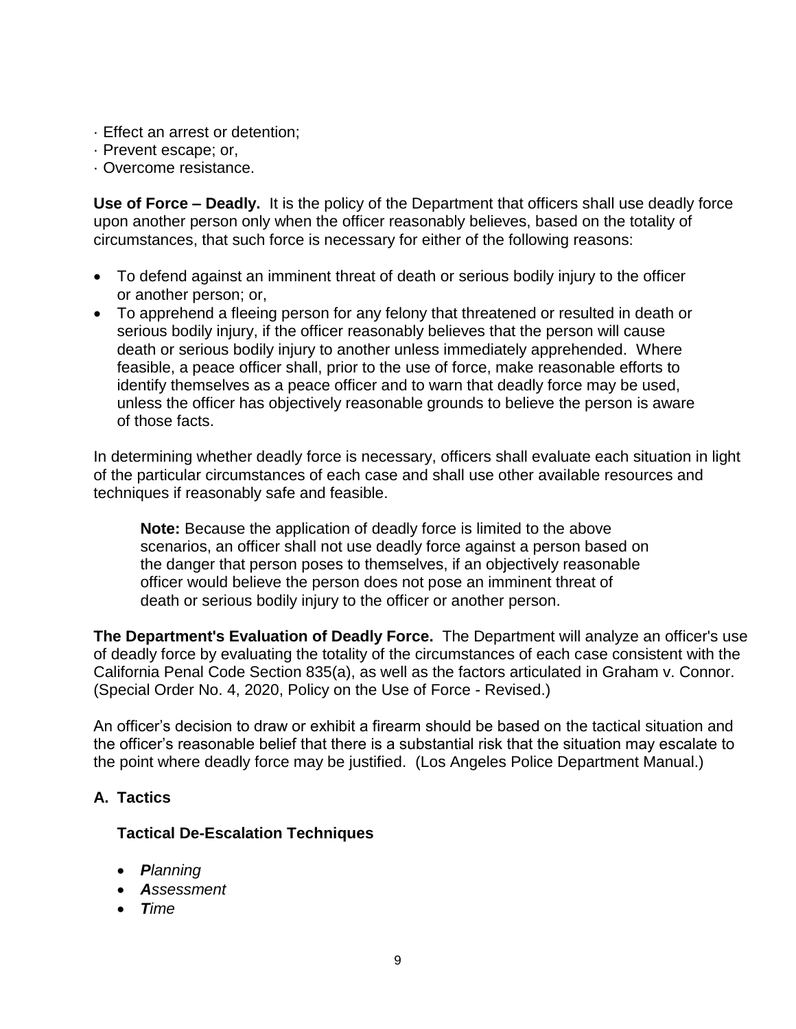· Effect an arrest or detention;
· Prevent escape; or,
· Overcome resistance.

**Use of Force – Deadly.** It is the policy of the Department that officers shall use deadly force upon another person only when the officer reasonably believes, based on the totality of circumstances, that such force is necessary for either of the following reasons:

- To defend against an imminent threat of death or serious bodily injury to the officer or another person; or,
- To apprehend a fleeing person for any felony that threatened or resulted in death or serious bodily injury, if the officer reasonably believes that the person will cause death or serious bodily injury to another unless immediately apprehended. Where feasible, a peace officer shall, prior to the use of force, make reasonable efforts to identify themselves as a peace officer and to warn that deadly force may be used, unless the officer has objectively reasonable grounds to believe the person is aware of those facts.

In determining whether deadly force is necessary, officers shall evaluate each situation in light of the particular circumstances of each case and shall use other available resources and techniques if reasonably safe and feasible.

> **Note:** Because the application of deadly force is limited to the above scenarios, an officer shall not use deadly force against a person based on the danger that person poses to themselves, if an objectively reasonable officer would believe the person does not pose an imminent threat of death or serious bodily injury to the officer or another person.

**The Department's Evaluation of Deadly Force.** The Department will analyze an officer's use of deadly force by evaluating the totality of the circumstances of each case consistent with the California Penal Code Section 835(a), as well as the factors articulated in Graham v. Connor. (Special Order No. 4, 2020, Policy on the Use of Force - Revised.)

An officer's decision to draw or exhibit a firearm should be based on the tactical situation and the officer's reasonable belief that there is a substantial risk that the situation may escalate to the point where deadly force may be justified. (Los Angeles Police Department Manual.)

## A. Tactics

### Tactical De-Escalation Techniques

- ***P****lanning*
- ***A****ssessment*
- ***T****ime*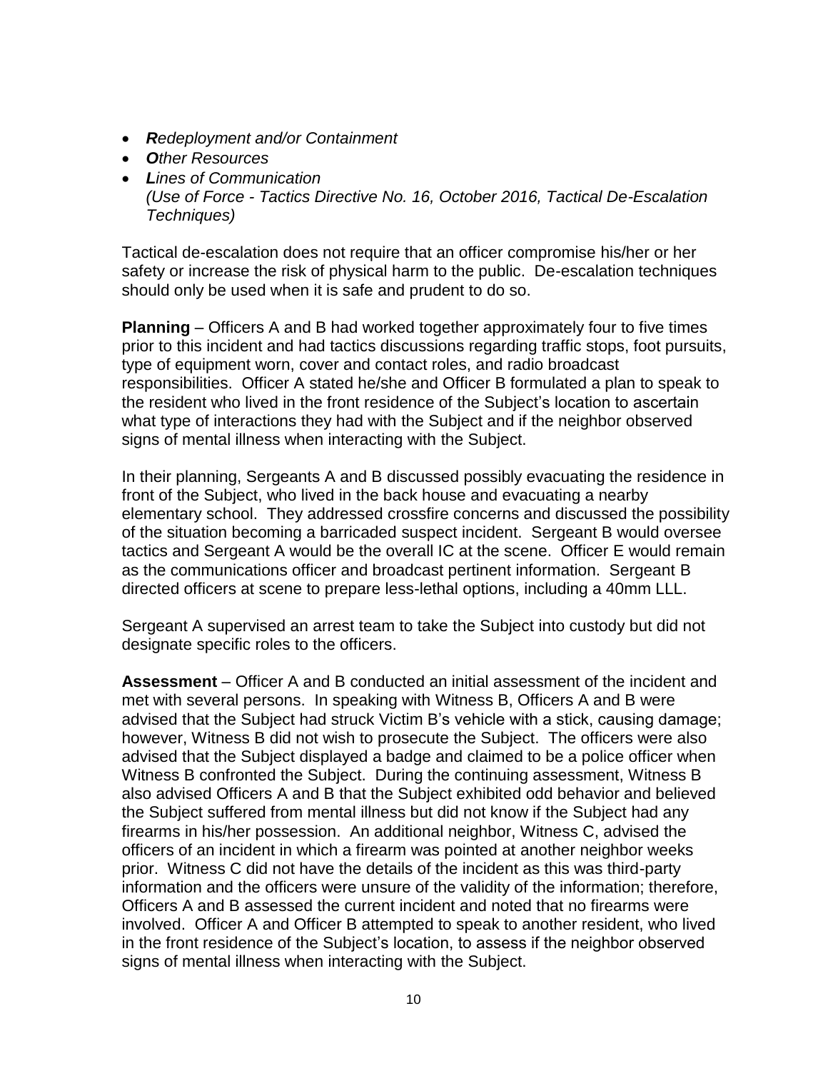- ***R**edeployment and/or Containment*
- ***O**ther Resources*
- ***L**ines of Communication*
  *(Use of Force - Tactics Directive No. 16, October 2016, Tactical De-Escalation Techniques)*

Tactical de-escalation does not require that an officer compromise his/her or her safety or increase the risk of physical harm to the public. De-escalation techniques should only be used when it is safe and prudent to do so.

**Planning** – Officers A and B had worked together approximately four to five times prior to this incident and had tactics discussions regarding traffic stops, foot pursuits, type of equipment worn, cover and contact roles, and radio broadcast responsibilities. Officer A stated he/she and Officer B formulated a plan to speak to the resident who lived in the front residence of the Subject's location to ascertain what type of interactions they had with the Subject and if the neighbor observed signs of mental illness when interacting with the Subject.

In their planning, Sergeants A and B discussed possibly evacuating the residence in front of the Subject, who lived in the back house and evacuating a nearby elementary school. They addressed crossfire concerns and discussed the possibility of the situation becoming a barricaded suspect incident. Sergeant B would oversee tactics and Sergeant A would be the overall IC at the scene. Officer E would remain as the communications officer and broadcast pertinent information. Sergeant B directed officers at scene to prepare less-lethal options, including a 40mm LLL.

Sergeant A supervised an arrest team to take the Subject into custody but did not designate specific roles to the officers.

**Assessment** – Officer A and B conducted an initial assessment of the incident and met with several persons. In speaking with Witness B, Officers A and B were advised that the Subject had struck Victim B's vehicle with a stick, causing damage; however, Witness B did not wish to prosecute the Subject. The officers were also advised that the Subject displayed a badge and claimed to be a police officer when Witness B confronted the Subject. During the continuing assessment, Witness B also advised Officers A and B that the Subject exhibited odd behavior and believed the Subject suffered from mental illness but did not know if the Subject had any firearms in his/her possession. An additional neighbor, Witness C, advised the officers of an incident in which a firearm was pointed at another neighbor weeks prior. Witness C did not have the details of the incident as this was third-party information and the officers were unsure of the validity of the information; therefore, Officers A and B assessed the current incident and noted that no firearms were involved. Officer A and Officer B attempted to speak to another resident, who lived in the front residence of the Subject's location, to assess if the neighbor observed signs of mental illness when interacting with the Subject.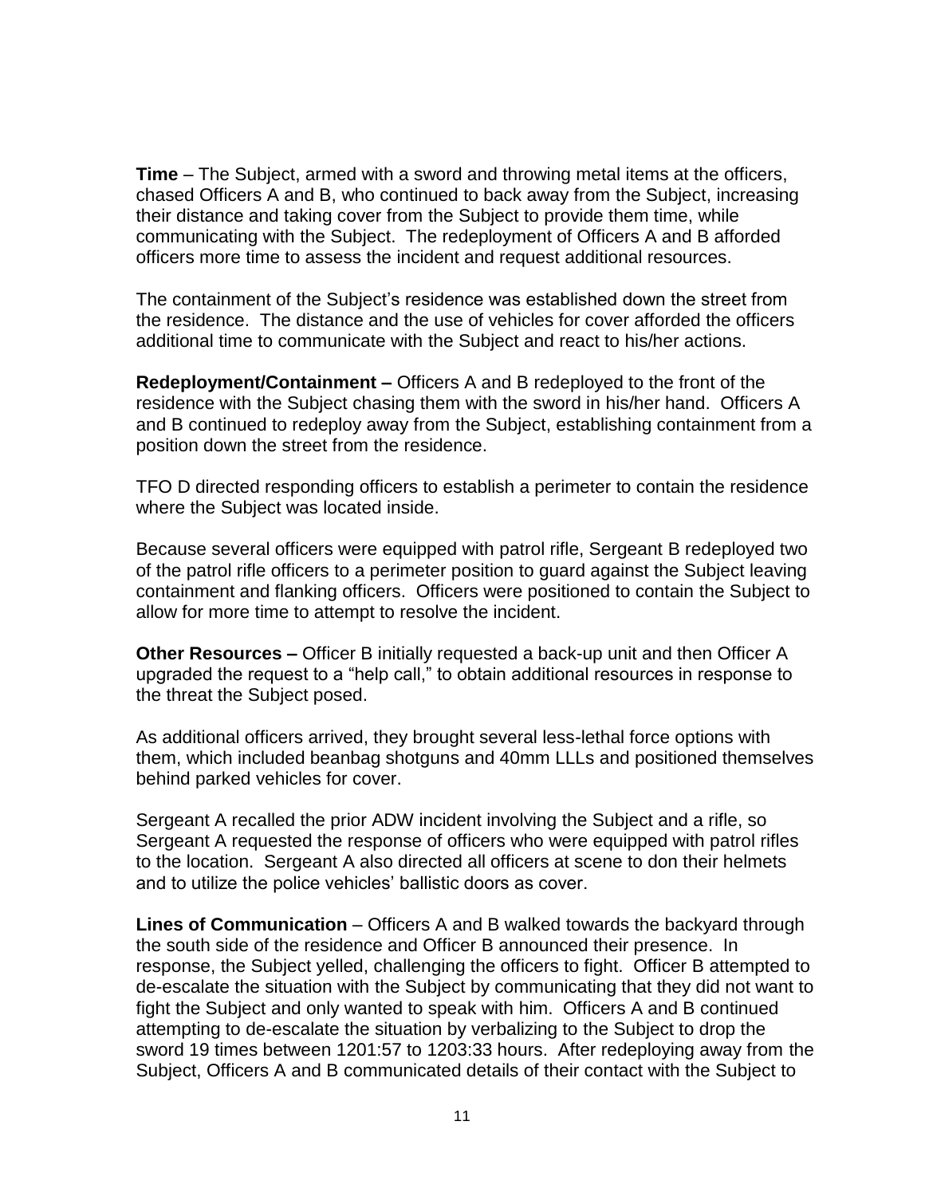**Time** – The Subject, armed with a sword and throwing metal items at the officers, chased Officers A and B, who continued to back away from the Subject, increasing their distance and taking cover from the Subject to provide them time, while communicating with the Subject. The redeployment of Officers A and B afforded officers more time to assess the incident and request additional resources.

The containment of the Subject's residence was established down the street from the residence. The distance and the use of vehicles for cover afforded the officers additional time to communicate with the Subject and react to his/her actions.

**Redeployment/Containment –** Officers A and B redeployed to the front of the residence with the Subject chasing them with the sword in his/her hand. Officers A and B continued to redeploy away from the Subject, establishing containment from a position down the street from the residence.

TFO D directed responding officers to establish a perimeter to contain the residence where the Subject was located inside.

Because several officers were equipped with patrol rifle, Sergeant B redeployed two of the patrol rifle officers to a perimeter position to guard against the Subject leaving containment and flanking officers. Officers were positioned to contain the Subject to allow for more time to attempt to resolve the incident.

**Other Resources –** Officer B initially requested a back-up unit and then Officer A upgraded the request to a "help call," to obtain additional resources in response to the threat the Subject posed.

As additional officers arrived, they brought several less-lethal force options with them, which included beanbag shotguns and 40mm LLLs and positioned themselves behind parked vehicles for cover.

Sergeant A recalled the prior ADW incident involving the Subject and a rifle, so Sergeant A requested the response of officers who were equipped with patrol rifles to the location. Sergeant A also directed all officers at scene to don their helmets and to utilize the police vehicles' ballistic doors as cover.

**Lines of Communication** – Officers A and B walked towards the backyard through the south side of the residence and Officer B announced their presence. In response, the Subject yelled, challenging the officers to fight. Officer B attempted to de-escalate the situation with the Subject by communicating that they did not want to fight the Subject and only wanted to speak with him. Officers A and B continued attempting to de-escalate the situation by verbalizing to the Subject to drop the sword 19 times between 1201:57 to 1203:33 hours. After redeploying away from the Subject, Officers A and B communicated details of their contact with the Subject to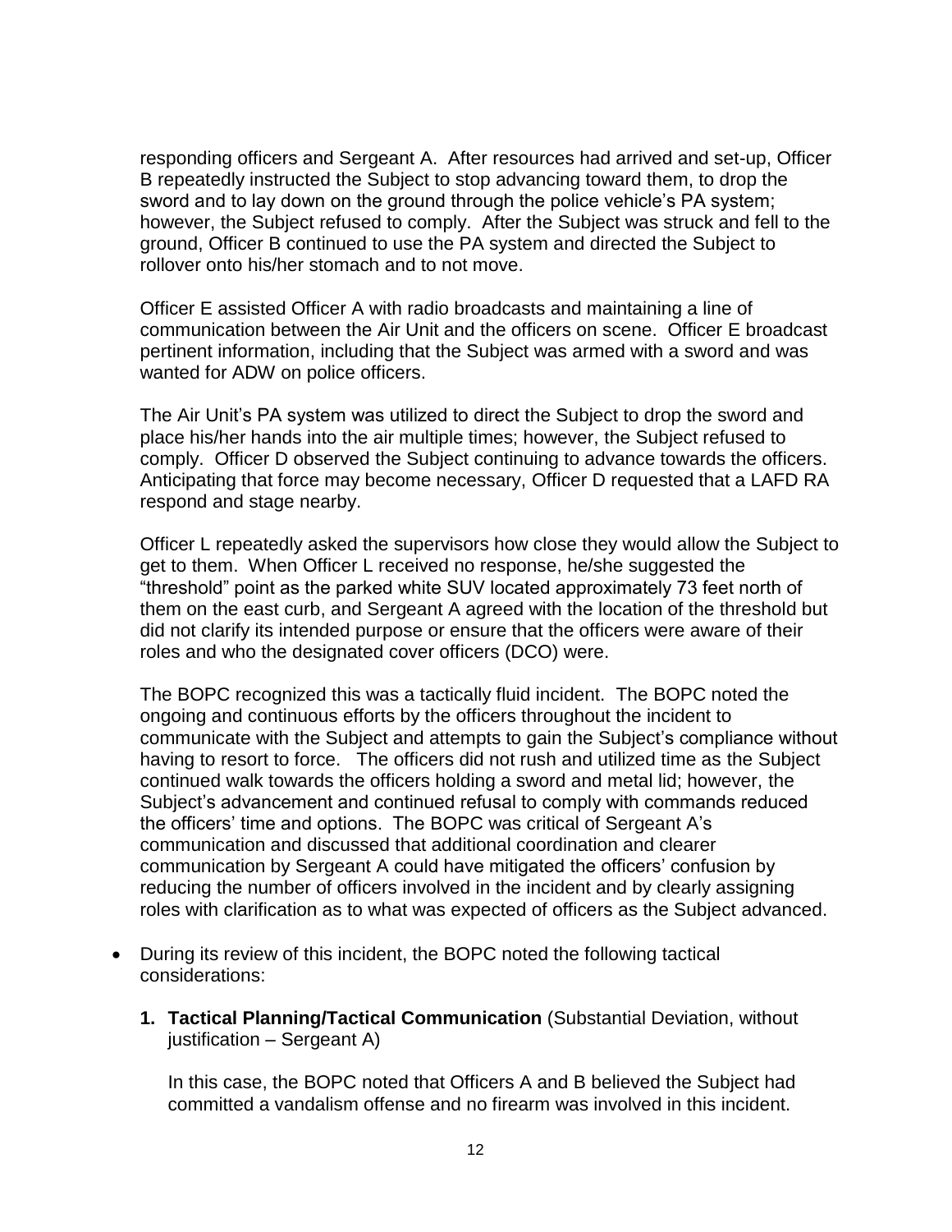responding officers and Sergeant A. After resources had arrived and set-up, Officer B repeatedly instructed the Subject to stop advancing toward them, to drop the sword and to lay down on the ground through the police vehicle's PA system; however, the Subject refused to comply. After the Subject was struck and fell to the ground, Officer B continued to use the PA system and directed the Subject to rollover onto his/her stomach and to not move.

Officer E assisted Officer A with radio broadcasts and maintaining a line of communication between the Air Unit and the officers on scene. Officer E broadcast pertinent information, including that the Subject was armed with a sword and was wanted for ADW on police officers.

The Air Unit's PA system was utilized to direct the Subject to drop the sword and place his/her hands into the air multiple times; however, the Subject refused to comply. Officer D observed the Subject continuing to advance towards the officers. Anticipating that force may become necessary, Officer D requested that a LAFD RA respond and stage nearby.

Officer L repeatedly asked the supervisors how close they would allow the Subject to get to them. When Officer L received no response, he/she suggested the "threshold" point as the parked white SUV located approximately 73 feet north of them on the east curb, and Sergeant A agreed with the location of the threshold but did not clarify its intended purpose or ensure that the officers were aware of their roles and who the designated cover officers (DCO) were.

The BOPC recognized this was a tactically fluid incident. The BOPC noted the ongoing and continuous efforts by the officers throughout the incident to communicate with the Subject and attempts to gain the Subject's compliance without having to resort to force. The officers did not rush and utilized time as the Subject continued walk towards the officers holding a sword and metal lid; however, the Subject's advancement and continued refusal to comply with commands reduced the officers' time and options. The BOPC was critical of Sergeant A's communication and discussed that additional coordination and clearer communication by Sergeant A could have mitigated the officers' confusion by reducing the number of officers involved in the incident and by clearly assigning roles with clarification as to what was expected of officers as the Subject advanced.

- During its review of this incident, the BOPC noted the following tactical considerations:

  1. **Tactical Planning/Tactical Communication** (Substantial Deviation, without justification – Sergeant A)

     In this case, the BOPC noted that Officers A and B believed the Subject had committed a vandalism offense and no firearm was involved in this incident.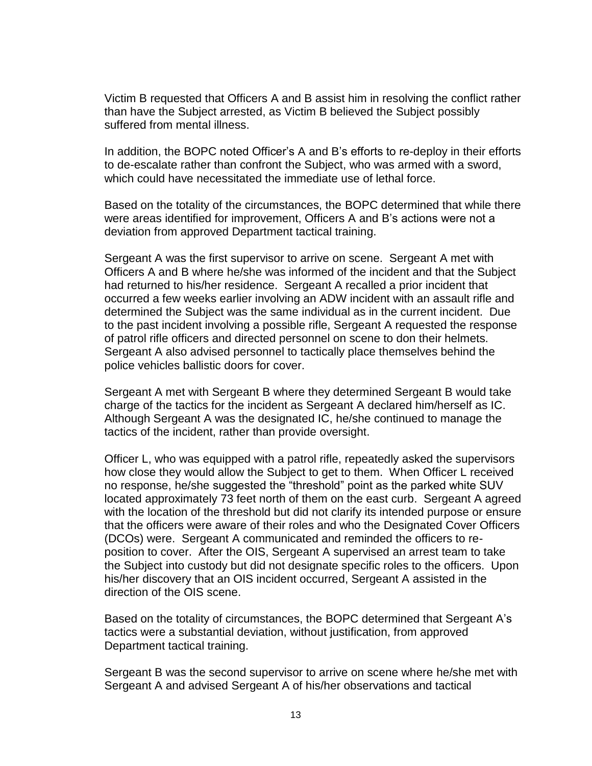Victim B requested that Officers A and B assist him in resolving the conflict rather than have the Subject arrested, as Victim B believed the Subject possibly suffered from mental illness.

In addition, the BOPC noted Officer's A and B's efforts to re-deploy in their efforts to de-escalate rather than confront the Subject, who was armed with a sword, which could have necessitated the immediate use of lethal force.

Based on the totality of the circumstances, the BOPC determined that while there were areas identified for improvement, Officers A and B's actions were not a deviation from approved Department tactical training.

Sergeant A was the first supervisor to arrive on scene. Sergeant A met with Officers A and B where he/she was informed of the incident and that the Subject had returned to his/her residence. Sergeant A recalled a prior incident that occurred a few weeks earlier involving an ADW incident with an assault rifle and determined the Subject was the same individual as in the current incident. Due to the past incident involving a possible rifle, Sergeant A requested the response of patrol rifle officers and directed personnel on scene to don their helmets. Sergeant A also advised personnel to tactically place themselves behind the police vehicles ballistic doors for cover.

Sergeant A met with Sergeant B where they determined Sergeant B would take charge of the tactics for the incident as Sergeant A declared him/herself as IC. Although Sergeant A was the designated IC, he/she continued to manage the tactics of the incident, rather than provide oversight.

Officer L, who was equipped with a patrol rifle, repeatedly asked the supervisors how close they would allow the Subject to get to them. When Officer L received no response, he/she suggested the "threshold" point as the parked white SUV located approximately 73 feet north of them on the east curb. Sergeant A agreed with the location of the threshold but did not clarify its intended purpose or ensure that the officers were aware of their roles and who the Designated Cover Officers (DCOs) were. Sergeant A communicated and reminded the officers to re-position to cover. After the OIS, Sergeant A supervised an arrest team to take the Subject into custody but did not designate specific roles to the officers. Upon his/her discovery that an OIS incident occurred, Sergeant A assisted in the direction of the OIS scene.

Based on the totality of circumstances, the BOPC determined that Sergeant A's tactics were a substantial deviation, without justification, from approved Department tactical training.

Sergeant B was the second supervisor to arrive on scene where he/she met with Sergeant A and advised Sergeant A of his/her observations and tactical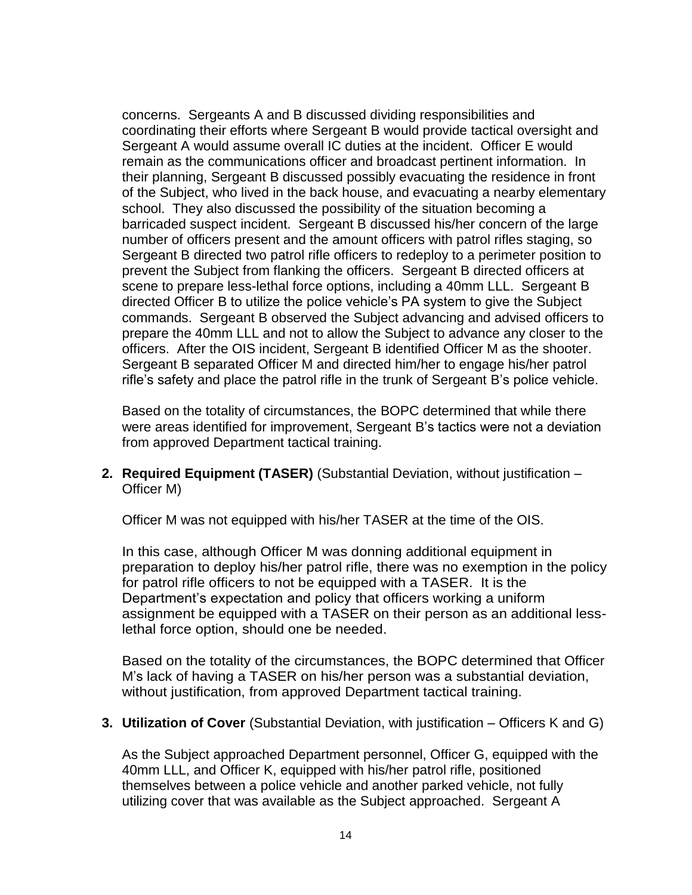concerns. Sergeants A and B discussed dividing responsibilities and coordinating their efforts where Sergeant B would provide tactical oversight and Sergeant A would assume overall IC duties at the incident. Officer E would remain as the communications officer and broadcast pertinent information. In their planning, Sergeant B discussed possibly evacuating the residence in front of the Subject, who lived in the back house, and evacuating a nearby elementary school. They also discussed the possibility of the situation becoming a barricaded suspect incident. Sergeant B discussed his/her concern of the large number of officers present and the amount officers with patrol rifles staging, so Sergeant B directed two patrol rifle officers to redeploy to a perimeter position to prevent the Subject from flanking the officers. Sergeant B directed officers at scene to prepare less-lethal force options, including a 40mm LLL. Sergeant B directed Officer B to utilize the police vehicle's PA system to give the Subject commands. Sergeant B observed the Subject advancing and advised officers to prepare the 40mm LLL and not to allow the Subject to advance any closer to the officers. After the OIS incident, Sergeant B identified Officer M as the shooter. Sergeant B separated Officer M and directed him/her to engage his/her patrol rifle's safety and place the patrol rifle in the trunk of Sergeant B's police vehicle.

Based on the totality of circumstances, the BOPC determined that while there were areas identified for improvement, Sergeant B's tactics were not a deviation from approved Department tactical training.

2. **Required Equipment (TASER)** (Substantial Deviation, without justification – Officer M)

   Officer M was not equipped with his/her TASER at the time of the OIS.

   In this case, although Officer M was donning additional equipment in preparation to deploy his/her patrol rifle, there was no exemption in the policy for patrol rifle officers to not be equipped with a TASER. It is the Department's expectation and policy that officers working a uniform assignment be equipped with a TASER on their person as an additional less-lethal force option, should one be needed.

   Based on the totality of the circumstances, the BOPC determined that Officer M's lack of having a TASER on his/her person was a substantial deviation, without justification, from approved Department tactical training.

3. **Utilization of Cover** (Substantial Deviation, with justification – Officers K and G)

   As the Subject approached Department personnel, Officer G, equipped with the 40mm LLL, and Officer K, equipped with his/her patrol rifle, positioned themselves between a police vehicle and another parked vehicle, not fully utilizing cover that was available as the Subject approached. Sergeant A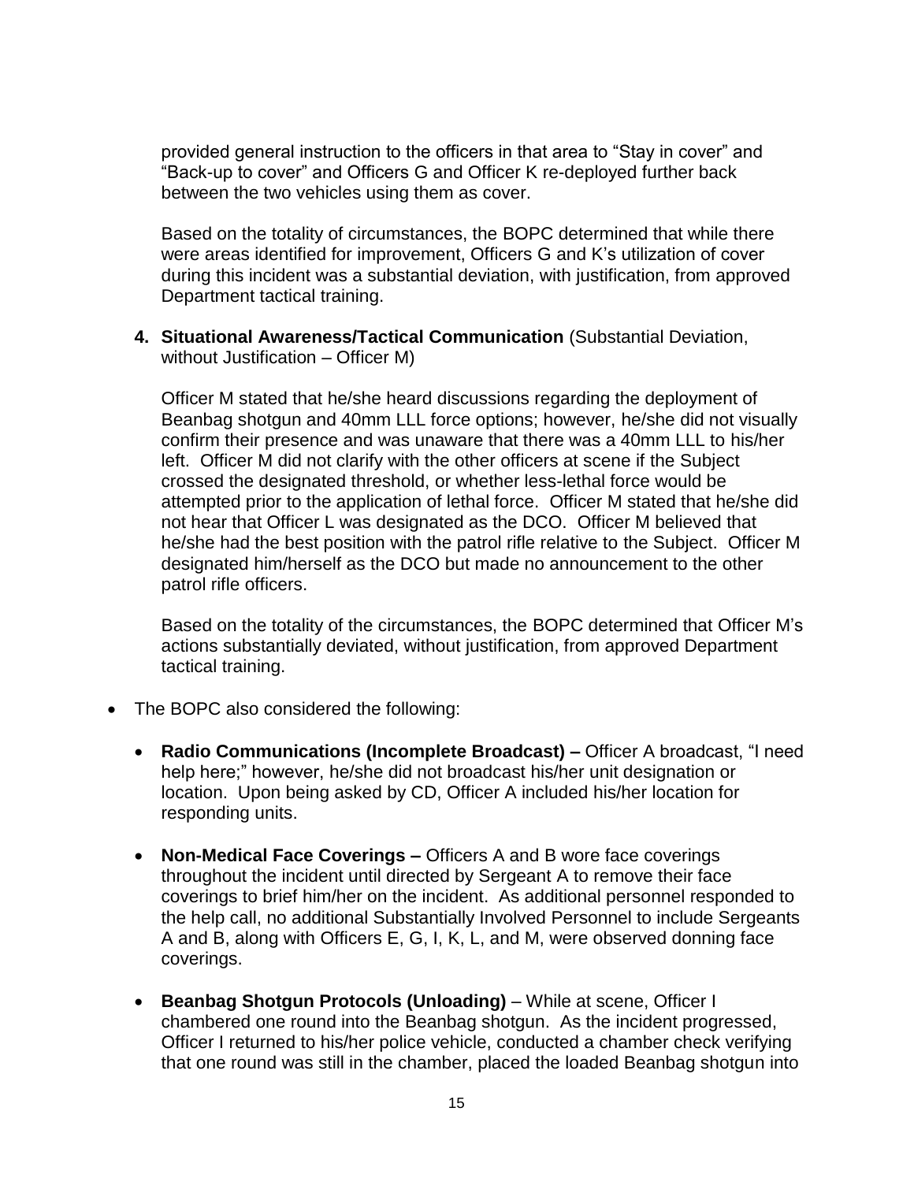provided general instruction to the officers in that area to "Stay in cover" and "Back-up to cover" and Officers G and Officer K re-deployed further back between the two vehicles using them as cover.

Based on the totality of circumstances, the BOPC determined that while there were areas identified for improvement, Officers G and K's utilization of cover during this incident was a substantial deviation, with justification, from approved Department tactical training.

4. **Situational Awareness/Tactical Communication** (Substantial Deviation, without Justification – Officer M)

   Officer M stated that he/she heard discussions regarding the deployment of Beanbag shotgun and 40mm LLL force options; however, he/she did not visually confirm their presence and was unaware that there was a 40mm LLL to his/her left. Officer M did not clarify with the other officers at scene if the Subject crossed the designated threshold, or whether less-lethal force would be attempted prior to the application of lethal force. Officer M stated that he/she did not hear that Officer L was designated as the DCO. Officer M believed that he/she had the best position with the patrol rifle relative to the Subject. Officer M designated him/herself as the DCO but made no announcement to the other patrol rifle officers.

   Based on the totality of the circumstances, the BOPC determined that Officer M's actions substantially deviated, without justification, from approved Department tactical training.

- The BOPC also considered the following:

  - **Radio Communications (Incomplete Broadcast) –** Officer A broadcast, "I need help here;" however, he/she did not broadcast his/her unit designation or location. Upon being asked by CD, Officer A included his/her location for responding units.

  - **Non-Medical Face Coverings –** Officers A and B wore face coverings throughout the incident until directed by Sergeant A to remove their face coverings to brief him/her on the incident. As additional personnel responded to the help call, no additional Substantially Involved Personnel to include Sergeants A and B, along with Officers E, G, I, K, L, and M, were observed donning face coverings.

  - **Beanbag Shotgun Protocols (Unloading)** – While at scene, Officer I chambered one round into the Beanbag shotgun. As the incident progressed, Officer I returned to his/her police vehicle, conducted a chamber check verifying that one round was still in the chamber, placed the loaded Beanbag shotgun into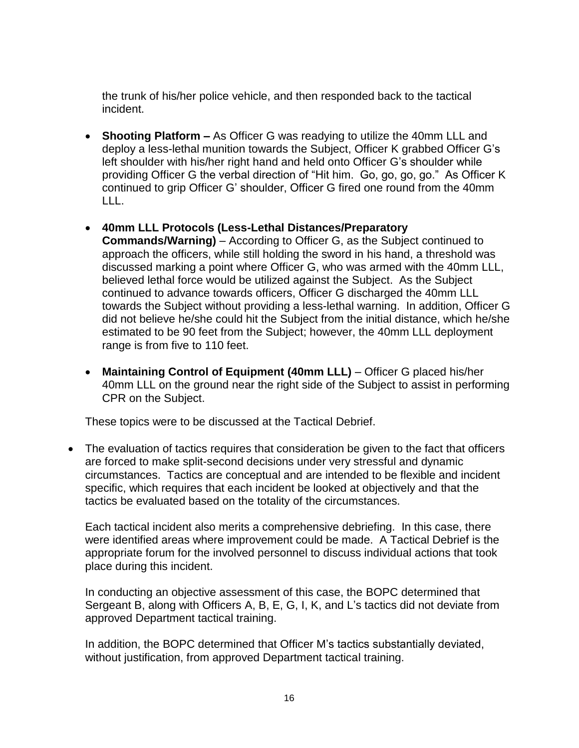the trunk of his/her police vehicle, and then responded back to the tactical incident.

- **Shooting Platform –** As Officer G was readying to utilize the 40mm LLL and deploy a less-lethal munition towards the Subject, Officer K grabbed Officer G's left shoulder with his/her right hand and held onto Officer G's shoulder while providing Officer G the verbal direction of "Hit him. Go, go, go, go." As Officer K continued to grip Officer G' shoulder, Officer G fired one round from the 40mm LLL.

- **40mm LLL Protocols (Less-Lethal Distances/Preparatory Commands/Warning)** – According to Officer G, as the Subject continued to approach the officers, while still holding the sword in his hand, a threshold was discussed marking a point where Officer G, who was armed with the 40mm LLL, believed lethal force would be utilized against the Subject. As the Subject continued to advance towards officers, Officer G discharged the 40mm LLL towards the Subject without providing a less-lethal warning. In addition, Officer G did not believe he/she could hit the Subject from the initial distance, which he/she estimated to be 90 feet from the Subject; however, the 40mm LLL deployment range is from five to 110 feet.

- **Maintaining Control of Equipment (40mm LLL)** – Officer G placed his/her 40mm LLL on the ground near the right side of the Subject to assist in performing CPR on the Subject.

These topics were to be discussed at the Tactical Debrief.

- The evaluation of tactics requires that consideration be given to the fact that officers are forced to make split-second decisions under very stressful and dynamic circumstances. Tactics are conceptual and are intended to be flexible and incident specific, which requires that each incident be looked at objectively and that the tactics be evaluated based on the totality of the circumstances.

  Each tactical incident also merits a comprehensive debriefing. In this case, there were identified areas where improvement could be made. A Tactical Debrief is the appropriate forum for the involved personnel to discuss individual actions that took place during this incident.

  In conducting an objective assessment of this case, the BOPC determined that Sergeant B, along with Officers A, B, E, G, I, K, and L's tactics did not deviate from approved Department tactical training.

  In addition, the BOPC determined that Officer M's tactics substantially deviated, without justification, from approved Department tactical training.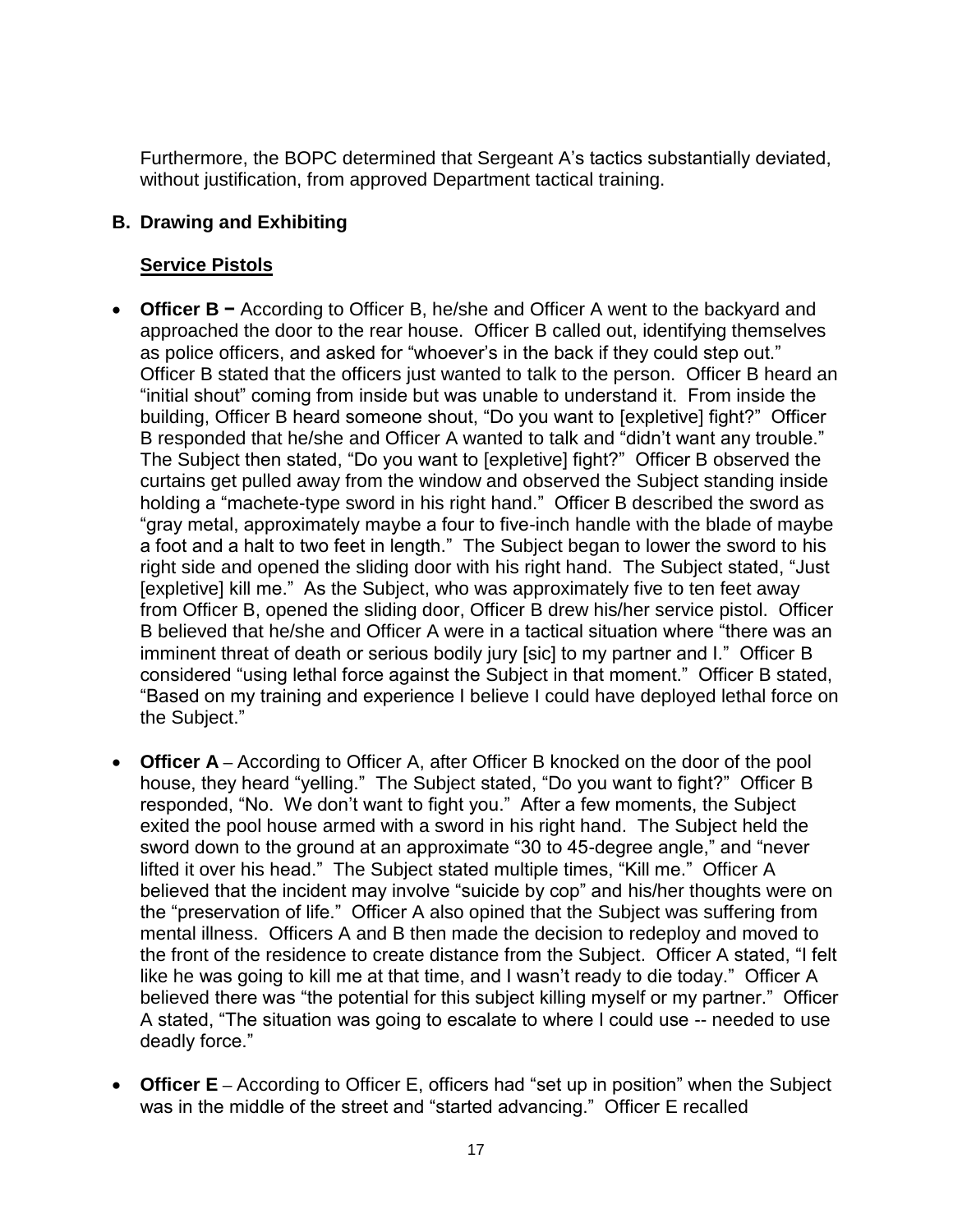Furthermore, the BOPC determined that Sergeant A's tactics substantially deviated, without justification, from approved Department tactical training.

## B. Drawing and Exhibiting

### Service Pistols

- **Officer B −** According to Officer B, he/she and Officer A went to the backyard and approached the door to the rear house. Officer B called out, identifying themselves as police officers, and asked for "whoever's in the back if they could step out." Officer B stated that the officers just wanted to talk to the person. Officer B heard an "initial shout" coming from inside but was unable to understand it. From inside the building, Officer B heard someone shout, "Do you want to [expletive] fight?" Officer B responded that he/she and Officer A wanted to talk and "didn't want any trouble." The Subject then stated, "Do you want to [expletive] fight?" Officer B observed the curtains get pulled away from the window and observed the Subject standing inside holding a "machete-type sword in his right hand." Officer B described the sword as "gray metal, approximately maybe a four to five-inch handle with the blade of maybe a foot and a halt to two feet in length." The Subject began to lower the sword to his right side and opened the sliding door with his right hand. The Subject stated, "Just [expletive] kill me." As the Subject, who was approximately five to ten feet away from Officer B, opened the sliding door, Officer B drew his/her service pistol. Officer B believed that he/she and Officer A were in a tactical situation where "there was an imminent threat of death or serious bodily jury [sic] to my partner and I." Officer B considered "using lethal force against the Subject in that moment." Officer B stated, "Based on my training and experience I believe I could have deployed lethal force on the Subject."

- **Officer A** – According to Officer A, after Officer B knocked on the door of the pool house, they heard "yelling." The Subject stated, "Do you want to fight?" Officer B responded, "No. We don't want to fight you." After a few moments, the Subject exited the pool house armed with a sword in his right hand. The Subject held the sword down to the ground at an approximate "30 to 45-degree angle," and "never lifted it over his head." The Subject stated multiple times, "Kill me." Officer A believed that the incident may involve "suicide by cop" and his/her thoughts were on the "preservation of life." Officer A also opined that the Subject was suffering from mental illness. Officers A and B then made the decision to redeploy and moved to the front of the residence to create distance from the Subject. Officer A stated, "I felt like he was going to kill me at that time, and I wasn't ready to die today." Officer A believed there was "the potential for this subject killing myself or my partner." Officer A stated, "The situation was going to escalate to where I could use -- needed to use deadly force."

- **Officer E** – According to Officer E, officers had "set up in position" when the Subject was in the middle of the street and "started advancing." Officer E recalled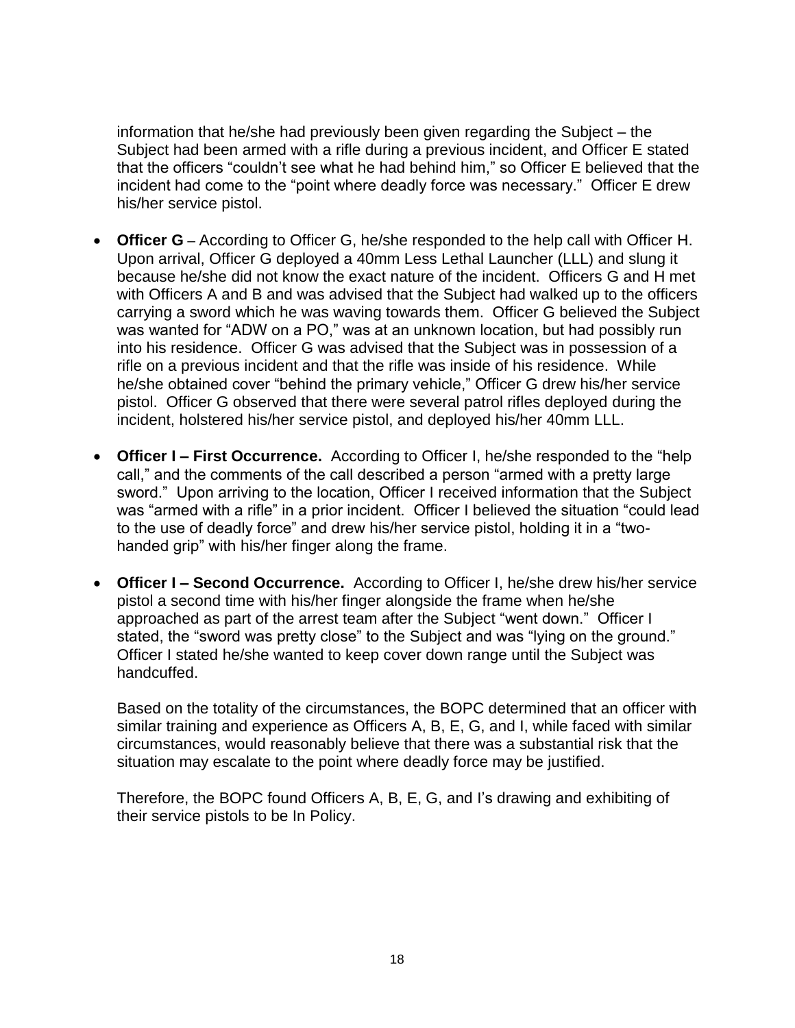information that he/she had previously been given regarding the Subject – the Subject had been armed with a rifle during a previous incident, and Officer E stated that the officers "couldn't see what he had behind him," so Officer E believed that the incident had come to the "point where deadly force was necessary." Officer E drew his/her service pistol.

- **Officer G** – According to Officer G, he/she responded to the help call with Officer H. Upon arrival, Officer G deployed a 40mm Less Lethal Launcher (LLL) and slung it because he/she did not know the exact nature of the incident. Officers G and H met with Officers A and B and was advised that the Subject had walked up to the officers carrying a sword which he was waving towards them. Officer G believed the Subject was wanted for "ADW on a PO," was at an unknown location, but had possibly run into his residence. Officer G was advised that the Subject was in possession of a rifle on a previous incident and that the rifle was inside of his residence. While he/she obtained cover "behind the primary vehicle," Officer G drew his/her service pistol. Officer G observed that there were several patrol rifles deployed during the incident, holstered his/her service pistol, and deployed his/her 40mm LLL.

- **Officer I – First Occurrence.** According to Officer I, he/she responded to the "help call," and the comments of the call described a person "armed with a pretty large sword." Upon arriving to the location, Officer I received information that the Subject was "armed with a rifle" in a prior incident. Officer I believed the situation "could lead to the use of deadly force" and drew his/her service pistol, holding it in a "two-handed grip" with his/her finger along the frame.

- **Officer I – Second Occurrence.** According to Officer I, he/she drew his/her service pistol a second time with his/her finger alongside the frame when he/she approached as part of the arrest team after the Subject "went down." Officer I stated, the "sword was pretty close" to the Subject and was "lying on the ground." Officer I stated he/she wanted to keep cover down range until the Subject was handcuffed.

  Based on the totality of the circumstances, the BOPC determined that an officer with similar training and experience as Officers A, B, E, G, and I, while faced with similar circumstances, would reasonably believe that there was a substantial risk that the situation may escalate to the point where deadly force may be justified.

  Therefore, the BOPC found Officers A, B, E, G, and I's drawing and exhibiting of their service pistols to be In Policy.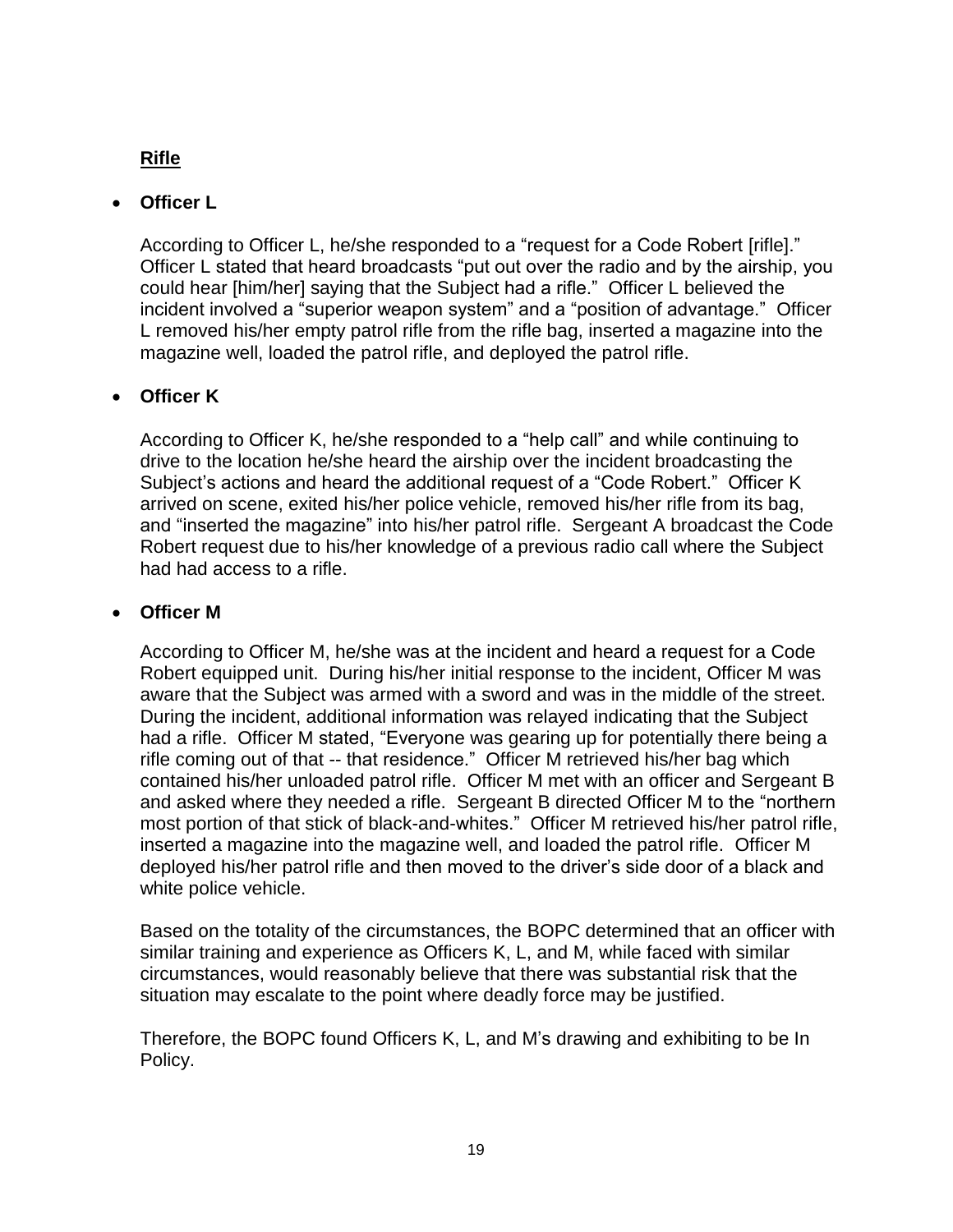**<u>Rifle</u>**

- **Officer L**

  According to Officer L, he/she responded to a "request for a Code Robert [rifle]." Officer L stated that heard broadcasts "put out over the radio and by the airship, you could hear [him/her] saying that the Subject had a rifle." Officer L believed the incident involved a "superior weapon system" and a "position of advantage." Officer L removed his/her empty patrol rifle from the rifle bag, inserted a magazine into the magazine well, loaded the patrol rifle, and deployed the patrol rifle.

- **Officer K**

  According to Officer K, he/she responded to a "help call" and while continuing to drive to the location he/she heard the airship over the incident broadcasting the Subject's actions and heard the additional request of a "Code Robert." Officer K arrived on scene, exited his/her police vehicle, removed his/her rifle from its bag, and "inserted the magazine" into his/her patrol rifle. Sergeant A broadcast the Code Robert request due to his/her knowledge of a previous radio call where the Subject had had access to a rifle.

- **Officer M**

  According to Officer M, he/she was at the incident and heard a request for a Code Robert equipped unit. During his/her initial response to the incident, Officer M was aware that the Subject was armed with a sword and was in the middle of the street. During the incident, additional information was relayed indicating that the Subject had a rifle. Officer M stated, "Everyone was gearing up for potentially there being a rifle coming out of that -- that residence." Officer M retrieved his/her bag which contained his/her unloaded patrol rifle. Officer M met with an officer and Sergeant B and asked where they needed a rifle. Sergeant B directed Officer M to the "northern most portion of that stick of black-and-whites." Officer M retrieved his/her patrol rifle, inserted a magazine into the magazine well, and loaded the patrol rifle. Officer M deployed his/her patrol rifle and then moved to the driver's side door of a black and white police vehicle.

  Based on the totality of the circumstances, the BOPC determined that an officer with similar training and experience as Officers K, L, and M, while faced with similar circumstances, would reasonably believe that there was substantial risk that the situation may escalate to the point where deadly force may be justified.

  Therefore, the BOPC found Officers K, L, and M's drawing and exhibiting to be In Policy.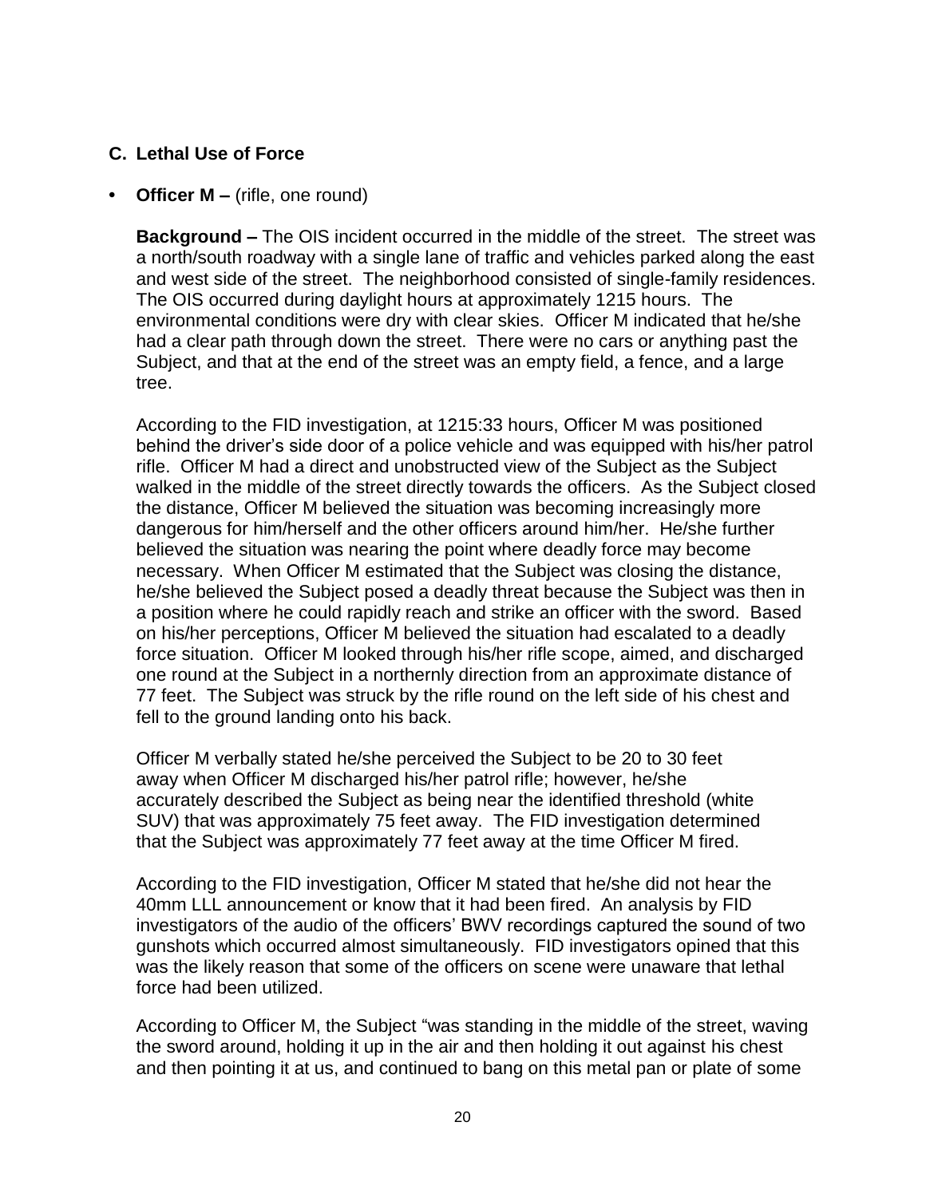## C. Lethal Use of Force

- **Officer M –** (rifle, one round)

  **Background –** The OIS incident occurred in the middle of the street. The street was a north/south roadway with a single lane of traffic and vehicles parked along the east and west side of the street. The neighborhood consisted of single-family residences. The OIS occurred during daylight hours at approximately 1215 hours. The environmental conditions were dry with clear skies. Officer M indicated that he/she had a clear path through down the street. There were no cars or anything past the Subject, and that at the end of the street was an empty field, a fence, and a large tree.

  According to the FID investigation, at 1215:33 hours, Officer M was positioned behind the driver's side door of a police vehicle and was equipped with his/her patrol rifle. Officer M had a direct and unobstructed view of the Subject as the Subject walked in the middle of the street directly towards the officers. As the Subject closed the distance, Officer M believed the situation was becoming increasingly more dangerous for him/herself and the other officers around him/her. He/she further believed the situation was nearing the point where deadly force may become necessary. When Officer M estimated that the Subject was closing the distance, he/she believed the Subject posed a deadly threat because the Subject was then in a position where he could rapidly reach and strike an officer with the sword. Based on his/her perceptions, Officer M believed the situation had escalated to a deadly force situation. Officer M looked through his/her rifle scope, aimed, and discharged one round at the Subject in a northernly direction from an approximate distance of 77 feet. The Subject was struck by the rifle round on the left side of his chest and fell to the ground landing onto his back.

  Officer M verbally stated he/she perceived the Subject to be 20 to 30 feet away when Officer M discharged his/her patrol rifle; however, he/she accurately described the Subject as being near the identified threshold (white SUV) that was approximately 75 feet away. The FID investigation determined that the Subject was approximately 77 feet away at the time Officer M fired.

  According to the FID investigation, Officer M stated that he/she did not hear the 40mm LLL announcement or know that it had been fired. An analysis by FID investigators of the audio of the officers' BWV recordings captured the sound of two gunshots which occurred almost simultaneously. FID investigators opined that this was the likely reason that some of the officers on scene were unaware that lethal force had been utilized.

  According to Officer M, the Subject "was standing in the middle of the street, waving the sword around, holding it up in the air and then holding it out against his chest and then pointing it at us, and continued to bang on this metal pan or plate of some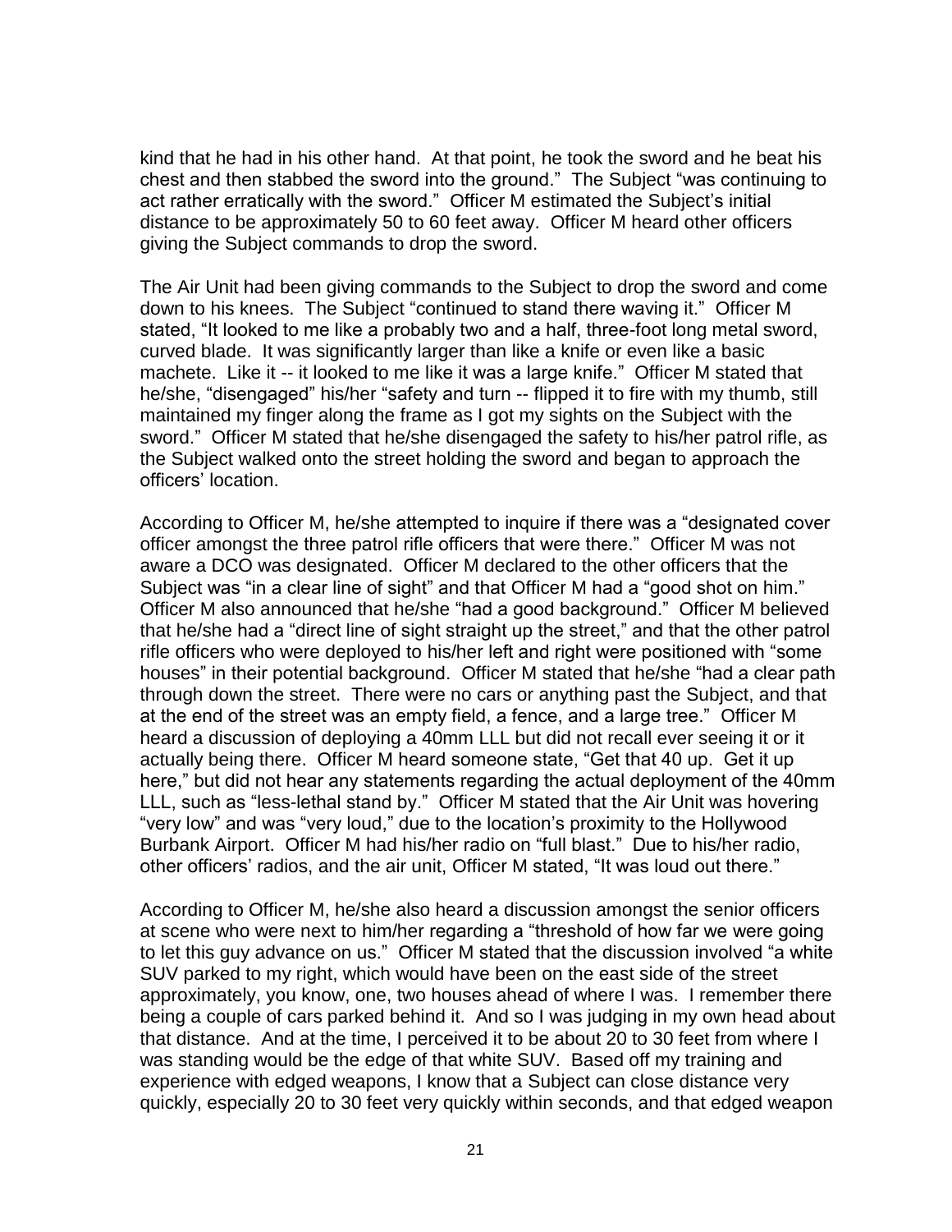kind that he had in his other hand. At that point, he took the sword and he beat his chest and then stabbed the sword into the ground." The Subject "was continuing to act rather erratically with the sword." Officer M estimated the Subject's initial distance to be approximately 50 to 60 feet away. Officer M heard other officers giving the Subject commands to drop the sword.

The Air Unit had been giving commands to the Subject to drop the sword and come down to his knees. The Subject "continued to stand there waving it." Officer M stated, "It looked to me like a probably two and a half, three-foot long metal sword, curved blade. It was significantly larger than like a knife or even like a basic machete. Like it -- it looked to me like it was a large knife." Officer M stated that he/she, "disengaged" his/her "safety and turn -- flipped it to fire with my thumb, still maintained my finger along the frame as I got my sights on the Subject with the sword." Officer M stated that he/she disengaged the safety to his/her patrol rifle, as the Subject walked onto the street holding the sword and began to approach the officers' location.

According to Officer M, he/she attempted to inquire if there was a "designated cover officer amongst the three patrol rifle officers that were there." Officer M was not aware a DCO was designated. Officer M declared to the other officers that the Subject was "in a clear line of sight" and that Officer M had a "good shot on him." Officer M also announced that he/she "had a good background." Officer M believed that he/she had a "direct line of sight straight up the street," and that the other patrol rifle officers who were deployed to his/her left and right were positioned with "some houses" in their potential background. Officer M stated that he/she "had a clear path through down the street. There were no cars or anything past the Subject, and that at the end of the street was an empty field, a fence, and a large tree." Officer M heard a discussion of deploying a 40mm LLL but did not recall ever seeing it or it actually being there. Officer M heard someone state, "Get that 40 up. Get it up here," but did not hear any statements regarding the actual deployment of the 40mm LLL, such as "less-lethal stand by." Officer M stated that the Air Unit was hovering "very low" and was "very loud," due to the location's proximity to the Hollywood Burbank Airport. Officer M had his/her radio on "full blast." Due to his/her radio, other officers' radios, and the air unit, Officer M stated, "It was loud out there."

According to Officer M, he/she also heard a discussion amongst the senior officers at scene who were next to him/her regarding a "threshold of how far we were going to let this guy advance on us." Officer M stated that the discussion involved "a white SUV parked to my right, which would have been on the east side of the street approximately, you know, one, two houses ahead of where I was. I remember there being a couple of cars parked behind it. And so I was judging in my own head about that distance. And at the time, I perceived it to be about 20 to 30 feet from where I was standing would be the edge of that white SUV. Based off my training and experience with edged weapons, I know that a Subject can close distance very quickly, especially 20 to 30 feet very quickly within seconds, and that edged weapon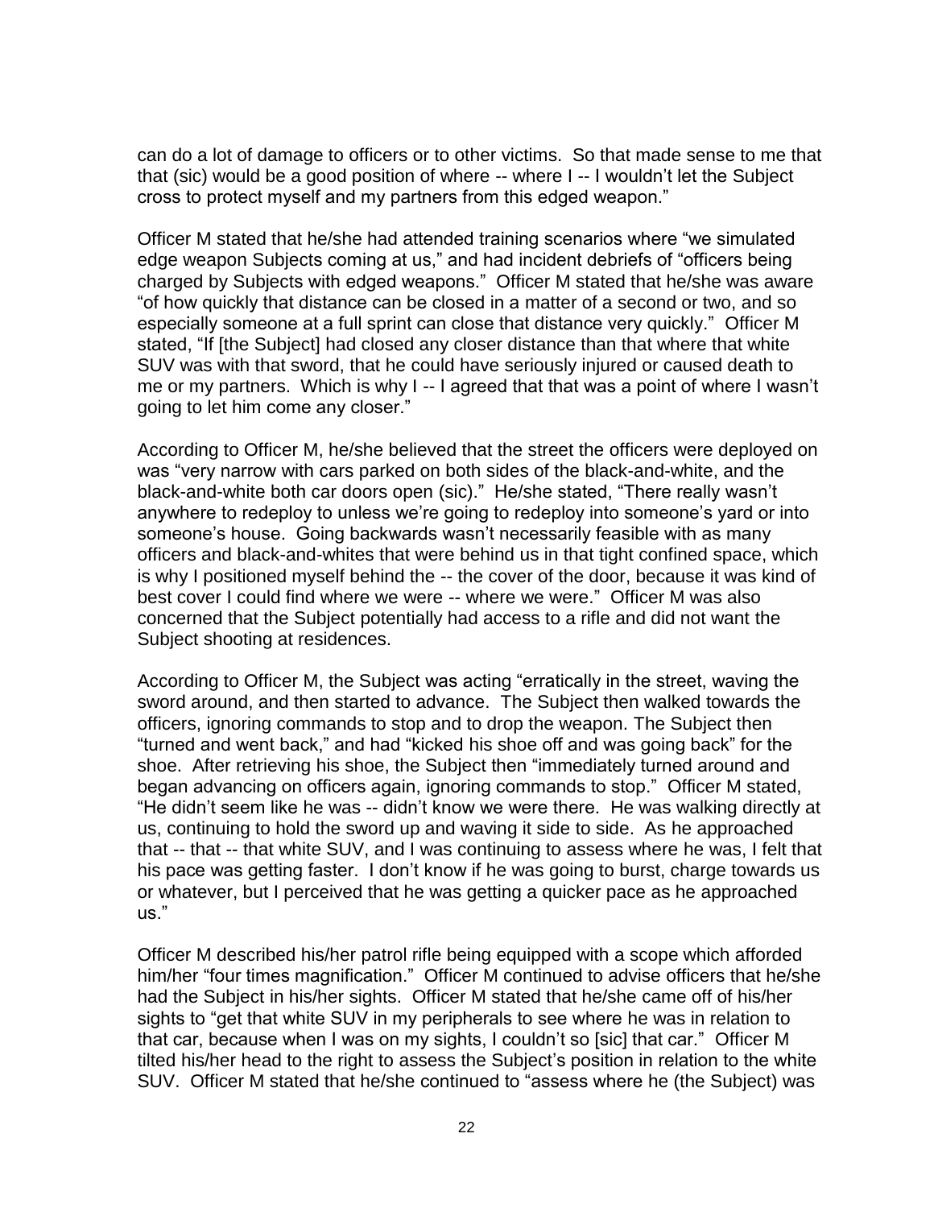can do a lot of damage to officers or to other victims. So that made sense to me that that (sic) would be a good position of where -- where I -- I wouldn't let the Subject cross to protect myself and my partners from this edged weapon."

Officer M stated that he/she had attended training scenarios where "we simulated edge weapon Subjects coming at us," and had incident debriefs of "officers being charged by Subjects with edged weapons." Officer M stated that he/she was aware "of how quickly that distance can be closed in a matter of a second or two, and so especially someone at a full sprint can close that distance very quickly." Officer M stated, "If [the Subject] had closed any closer distance than that where that white SUV was with that sword, that he could have seriously injured or caused death to me or my partners. Which is why I -- I agreed that that was a point of where I wasn't going to let him come any closer."

According to Officer M, he/she believed that the street the officers were deployed on was "very narrow with cars parked on both sides of the black-and-white, and the black-and-white both car doors open (sic)." He/she stated, "There really wasn't anywhere to redeploy to unless we're going to redeploy into someone's yard or into someone's house. Going backwards wasn't necessarily feasible with as many officers and black-and-whites that were behind us in that tight confined space, which is why I positioned myself behind the -- the cover of the door, because it was kind of best cover I could find where we were -- where we were." Officer M was also concerned that the Subject potentially had access to a rifle and did not want the Subject shooting at residences.

According to Officer M, the Subject was acting "erratically in the street, waving the sword around, and then started to advance. The Subject then walked towards the officers, ignoring commands to stop and to drop the weapon. The Subject then "turned and went back," and had "kicked his shoe off and was going back" for the shoe. After retrieving his shoe, the Subject then "immediately turned around and began advancing on officers again, ignoring commands to stop." Officer M stated, "He didn't seem like he was -- didn't know we were there. He was walking directly at us, continuing to hold the sword up and waving it side to side. As he approached that -- that -- that white SUV, and I was continuing to assess where he was, I felt that his pace was getting faster. I don't know if he was going to burst, charge towards us or whatever, but I perceived that he was getting a quicker pace as he approached us."

Officer M described his/her patrol rifle being equipped with a scope which afforded him/her "four times magnification." Officer M continued to advise officers that he/she had the Subject in his/her sights. Officer M stated that he/she came off of his/her sights to "get that white SUV in my peripherals to see where he was in relation to that car, because when I was on my sights, I couldn't so [sic] that car." Officer M tilted his/her head to the right to assess the Subject's position in relation to the white SUV. Officer M stated that he/she continued to "assess where he (the Subject) was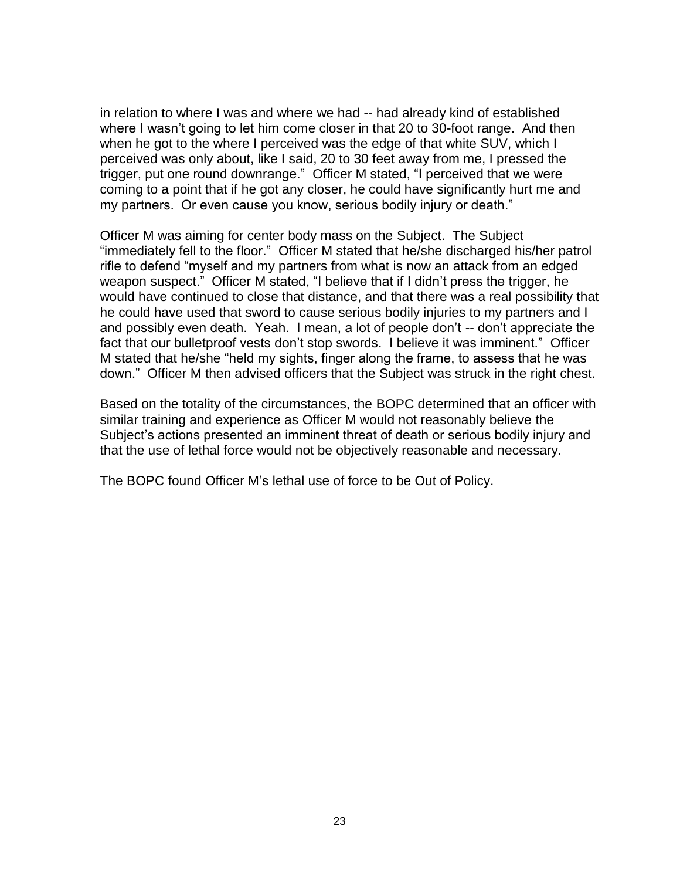in relation to where I was and where we had -- had already kind of established where I wasn't going to let him come closer in that 20 to 30-foot range. And then when he got to the where I perceived was the edge of that white SUV, which I perceived was only about, like I said, 20 to 30 feet away from me, I pressed the trigger, put one round downrange." Officer M stated, "I perceived that we were coming to a point that if he got any closer, he could have significantly hurt me and my partners. Or even cause you know, serious bodily injury or death."

Officer M was aiming for center body mass on the Subject. The Subject "immediately fell to the floor." Officer M stated that he/she discharged his/her patrol rifle to defend "myself and my partners from what is now an attack from an edged weapon suspect." Officer M stated, "I believe that if I didn't press the trigger, he would have continued to close that distance, and that there was a real possibility that he could have used that sword to cause serious bodily injuries to my partners and I and possibly even death. Yeah. I mean, a lot of people don't -- don't appreciate the fact that our bulletproof vests don't stop swords. I believe it was imminent." Officer M stated that he/she "held my sights, finger along the frame, to assess that he was down." Officer M then advised officers that the Subject was struck in the right chest.

Based on the totality of the circumstances, the BOPC determined that an officer with similar training and experience as Officer M would not reasonably believe the Subject's actions presented an imminent threat of death or serious bodily injury and that the use of lethal force would not be objectively reasonable and necessary.

The BOPC found Officer M's lethal use of force to be Out of Policy.